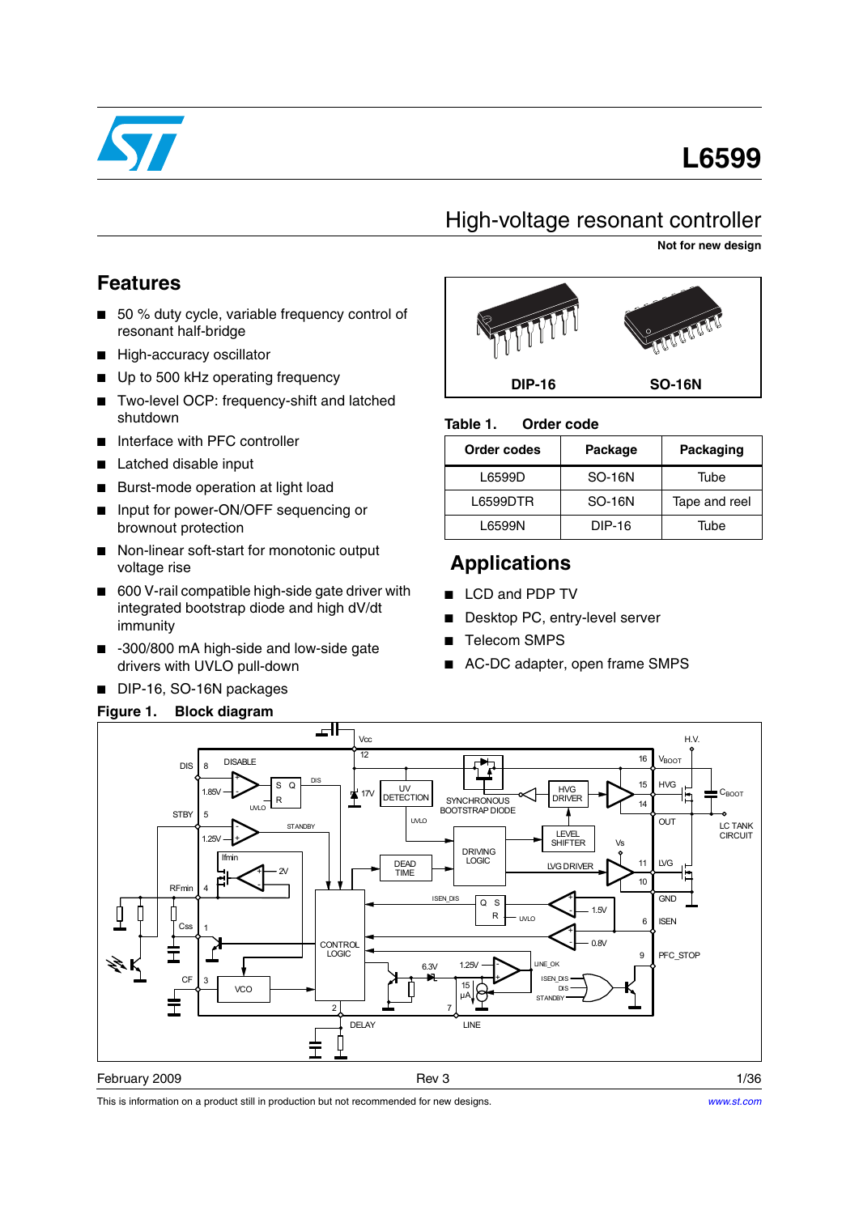# L6599

## High-voltage resonant controller

**Not for new design**

## Features

- 50 % duty cycle, variable frequency control of resonant half-bridge
- High-accuracy oscillator
- Up to 500 kHz operating frequency
- Two-level OCP: frequency-shift and latched shutdown
- Interface with PFC controller
- Latched disable input
- Burst-mode operation at light load
- Input for power-ON/OFF sequencing or brownout protection
- Non-linear soft-start for monotonic output voltage rise
- 600 V-rail compatible high-side gate driver with integrated bootstrap diode and high dV/dt immunity
- -300/800 mA high-side and low-side gate drivers with UVLO pull-down
- DIP-16, SO-16N packages

DIP-16 SO-16N

**Table 1. Order code**

| Order codes | Package | Packaging |
|---|---|---|
| L6599D | SO-16N | Tube |
| L6599DTR | SO-16N | Tape and reel |
| L6599N | DIP-16 | Tube |

## Applications

- LCD and PDP TV
- Desktop PC, entry-level server
- Telecom SMPS
- AC-DC adapter, open frame SMPS

**Figure 1. Block diagram**

This is information on a product still in production but not recommended for new designs.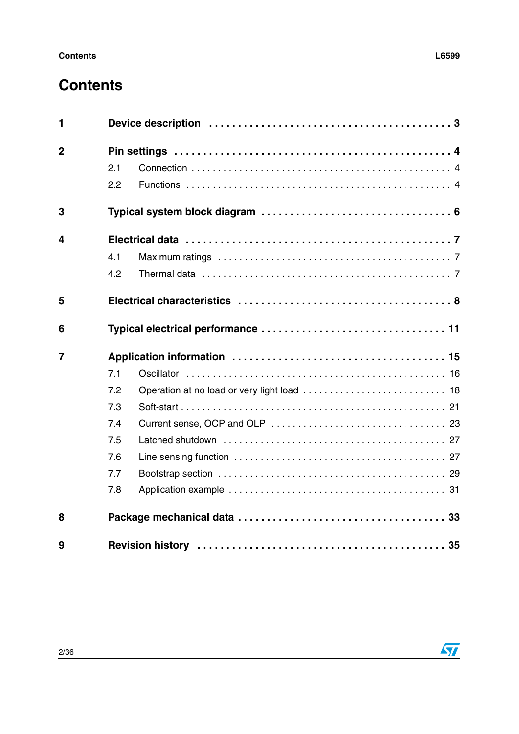# Contents

**1 Device description** . . . . . . . . . . . . . . . . . . . . . . . . . . . . . . . . . . . . . . . . **3**

**2 Pin settings** . . . . . . . . . . . . . . . . . . . . . . . . . . . . . . . . . . . . . . . . . . . . . **4**

- 2.1 Connection . . . . . . . . . . . . . . . . . . . . . . . . . . . . . . . . . . . . . . . . . . . . 4
- 2.2 Functions . . . . . . . . . . . . . . . . . . . . . . . . . . . . . . . . . . . . . . . . . . . . . 4

**3 Typical system block diagram** . . . . . . . . . . . . . . . . . . . . . . . . . . . . . . . **6**

**4 Electrical data** . . . . . . . . . . . . . . . . . . . . . . . . . . . . . . . . . . . . . . . . . . **7**

- 4.1 Maximum ratings . . . . . . . . . . . . . . . . . . . . . . . . . . . . . . . . . . . . . . . . 7
- 4.2 Thermal data . . . . . . . . . . . . . . . . . . . . . . . . . . . . . . . . . . . . . . . . . . 7

**5 Electrical characteristics** . . . . . . . . . . . . . . . . . . . . . . . . . . . . . . . . . . **8**

**6 Typical electrical performance** . . . . . . . . . . . . . . . . . . . . . . . . . . . . . . **11**

**7 Application information** . . . . . . . . . . . . . . . . . . . . . . . . . . . . . . . . . . . **15**

- 7.1 Oscillator . . . . . . . . . . . . . . . . . . . . . . . . . . . . . . . . . . . . . . . . . . . . 16
- 7.2 Operation at no load or very light load . . . . . . . . . . . . . . . . . . . . . . . . . 18
- 7.3 Soft-start . . . . . . . . . . . . . . . . . . . . . . . . . . . . . . . . . . . . . . . . . . . . . 21
- 7.4 Current sense, OCP and OLP . . . . . . . . . . . . . . . . . . . . . . . . . . . . . . . 23
- 7.5 Latched shutdown . . . . . . . . . . . . . . . . . . . . . . . . . . . . . . . . . . . . . . . 27
- 7.6 Line sensing function . . . . . . . . . . . . . . . . . . . . . . . . . . . . . . . . . . . . . 27
- 7.7 Bootstrap section . . . . . . . . . . . . . . . . . . . . . . . . . . . . . . . . . . . . . . . . 29
- 7.8 Application example . . . . . . . . . . . . . . . . . . . . . . . . . . . . . . . . . . . . . 31

**8 Package mechanical data** . . . . . . . . . . . . . . . . . . . . . . . . . . . . . . . . . **33**

**9 Revision history** . . . . . . . . . . . . . . . . . . . . . . . . . . . . . . . . . . . . . . . . **35**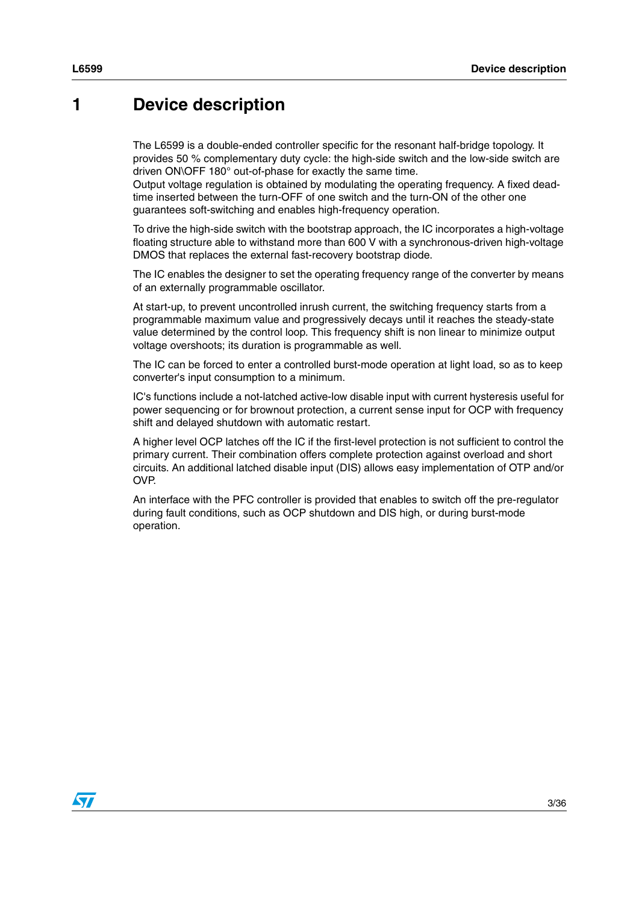# 1 Device description

The L6599 is a double-ended controller specific for the resonant half-bridge topology. It provides 50 % complementary duty cycle: the high-side switch and the low-side switch are driven ON\OFF 180° out-of-phase for exactly the same time.
Output voltage regulation is obtained by modulating the operating frequency. A fixed dead-time inserted between the turn-OFF of one switch and the turn-ON of the other one guarantees soft-switching and enables high-frequency operation.

To drive the high-side switch with the bootstrap approach, the IC incorporates a high-voltage floating structure able to withstand more than 600 V with a synchronous-driven high-voltage DMOS that replaces the external fast-recovery bootstrap diode.

The IC enables the designer to set the operating frequency range of the converter by means of an externally programmable oscillator.

At start-up, to prevent uncontrolled inrush current, the switching frequency starts from a programmable maximum value and progressively decays until it reaches the steady-state value determined by the control loop. This frequency shift is non linear to minimize output voltage overshoots; its duration is programmable as well.

The IC can be forced to enter a controlled burst-mode operation at light load, so as to keep converter's input consumption to a minimum.

IC's functions include a not-latched active-low disable input with current hysteresis useful for power sequencing or for brownout protection, a current sense input for OCP with frequency shift and delayed shutdown with automatic restart.

A higher level OCP latches off the IC if the first-level protection is not sufficient to control the primary current. Their combination offers complete protection against overload and short circuits. An additional latched disable input (DIS) allows easy implementation of OTP and/or OVP.

An interface with the PFC controller is provided that enables to switch off the pre-regulator during fault conditions, such as OCP shutdown and DIS high, or during burst-mode operation.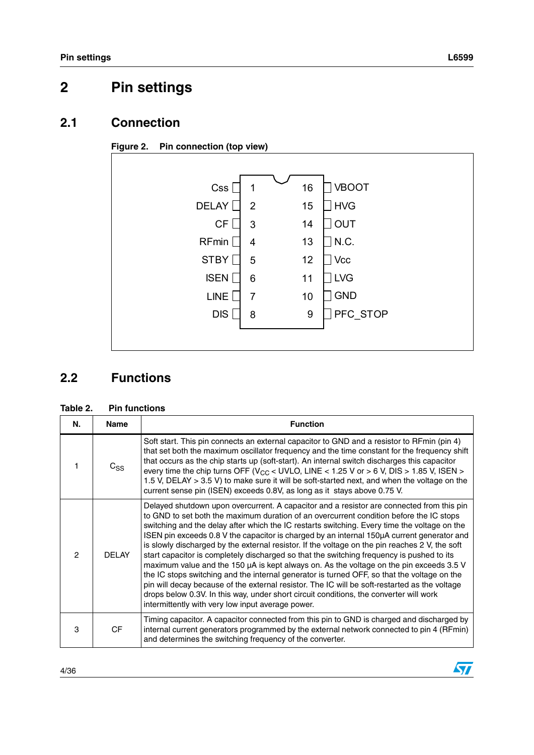# 2 Pin settings

## 2.1 Connection

**Figure 2. Pin connection (top view)**

| Pin | Name | | Pin | Name |
|---|---|---|---|---|
| 1 | Css | | 16 | VBOOT |
| 2 | DELAY | | 15 | HVG |
| 3 | CF | | 14 | OUT |
| 4 | RFmin | | 13 | N.C. |
| 5 | STBY | | 12 | Vcc |
| 6 | ISEN | | 11 | LVG |
| 7 | LINE | | 10 | GND |
| 8 | DIS | | 9 | PFC_STOP |

## 2.2 Functions

**Table 2. Pin functions**

| N. | Name | Function |
|---|---|---|
| 1 | $C_{SS}$ | Soft start. This pin connects an external capacitor to GND and a resistor to RFmin (pin 4) that set both the maximum oscillator frequency and the time constant for the frequency shift that occurs as the chip starts up (soft-start). An internal switch discharges this capacitor every time the chip turns OFF ($V_{CC}$ < UVLO, LINE < 1.25 V or > 6 V, DIS > 1.85 V, ISEN > 1.5 V, DELAY > 3.5 V) to make sure it will be soft-started next, and when the voltage on the current sense pin (ISEN) exceeds 0.8V, as long as it stays above 0.75 V. |
| 2 | DELAY | Delayed shutdown upon overcurrent. A capacitor and a resistor are connected from this pin to GND to set both the maximum duration of an overcurrent condition before the IC stops switching and the delay after which the IC restarts switching. Every time the voltage on the ISEN pin exceeds 0.8 V the capacitor is charged by an internal 150µA current generator and is slowly discharged by the external resistor. If the voltage on the pin reaches 2 V, the soft start capacitor is completely discharged so that the switching frequency is pushed to its maximum value and the 150 µA is kept always on. As the voltage on the pin exceeds 3.5 V the IC stops switching and the internal generator is turned OFF, so that the voltage on the pin will decay because of the external resistor. The IC will be soft-restarted as the voltage drops below 0.3V. In this way, under short circuit conditions, the converter will work intermittently with very low input average power. |
| 3 | CF | Timing capacitor. A capacitor connected from this pin to GND is charged and discharged by internal current generators programmed by the external network connected to pin 4 (RFmin) and determines the switching frequency of the converter. |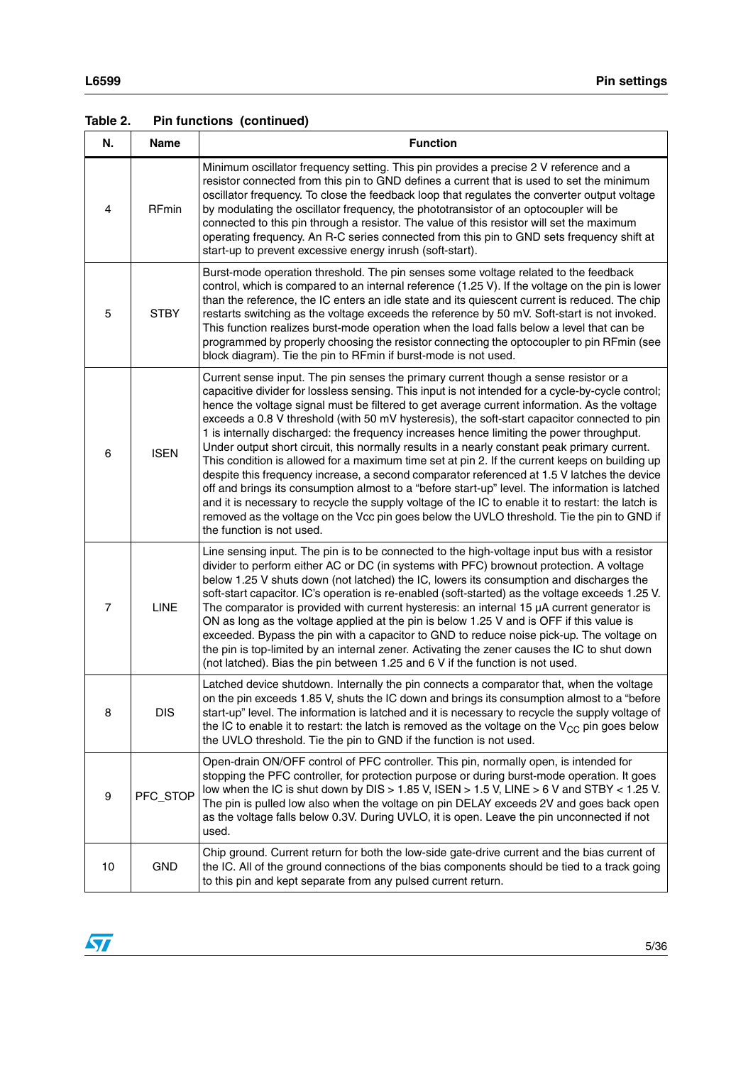**Table 2. Pin functions (continued)**

| N. | Name | Function |
|---|---|---|
| 4 | RFmin | Minimum oscillator frequency setting. This pin provides a precise 2 V reference and a resistor connected from this pin to GND defines a current that is used to set the minimum oscillator frequency. To close the feedback loop that regulates the converter output voltage by modulating the oscillator frequency, the phototransistor of an optocoupler will be connected to this pin through a resistor. The value of this resistor will set the maximum operating frequency. An R-C series connected from this pin to GND sets frequency shift at start-up to prevent excessive energy inrush (soft-start). |
| 5 | STBY | Burst-mode operation threshold. The pin senses some voltage related to the feedback control, which is compared to an internal reference (1.25 V). If the voltage on the pin is lower than the reference, the IC enters an idle state and its quiescent current is reduced. The chip restarts switching as the voltage exceeds the reference by 50 mV. Soft-start is not invoked. This function realizes burst-mode operation when the load falls below a level that can be programmed by properly choosing the resistor connecting the optocoupler to pin RFmin (see block diagram). Tie the pin to RFmin if burst-mode is not used. |
| 6 | ISEN | Current sense input. The pin senses the primary current though a sense resistor or a capacitive divider for lossless sensing. This input is not intended for a cycle-by-cycle control; hence the voltage signal must be filtered to get average current information. As the voltage exceeds a 0.8 V threshold (with 50 mV hysteresis), the soft-start capacitor connected to pin 1 is internally discharged: the frequency increases hence limiting the power throughput. Under output short circuit, this normally results in a nearly constant peak primary current. This condition is allowed for a maximum time set at pin 2. If the current keeps on building up despite this frequency increase, a second comparator referenced at 1.5 V latches the device off and brings its consumption almost to a "before start-up" level. The information is latched and it is necessary to recycle the supply voltage of the IC to enable it to restart: the latch is removed as the voltage on the Vcc pin goes below the UVLO threshold. Tie the pin to GND if the function is not used. |
| 7 | LINE | Line sensing input. The pin is to be connected to the high-voltage input bus with a resistor divider to perform either AC or DC (in systems with PFC) brownout protection. A voltage below 1.25 V shuts down (not latched) the IC, lowers its consumption and discharges the soft-start capacitor. IC's operation is re-enabled (soft-started) as the voltage exceeds 1.25 V. The comparator is provided with current hysteresis: an internal 15 µA current generator is ON as long as the voltage applied at the pin is below 1.25 V and is OFF if this value is exceeded. Bypass the pin with a capacitor to GND to reduce noise pick-up. The voltage on the pin is top-limited by an internal zener. Activating the zener causes the IC to shut down (not latched). Bias the pin between 1.25 and 6 V if the function is not used. |
| 8 | DIS | Latched device shutdown. Internally the pin connects a comparator that, when the voltage on the pin exceeds 1.85 V, shuts the IC down and brings its consumption almost to a "before start-up" level. The information is latched and it is necessary to recycle the supply voltage of the IC to enable it to restart: the latch is removed as the voltage on the $V_{CC}$ pin goes below the UVLO threshold. Tie the pin to GND if the function is not used. |
| 9 | PFC_STOP | Open-drain ON/OFF control of PFC controller. This pin, normally open, is intended for stopping the PFC controller, for protection purpose or during burst-mode operation. It goes low when the IC is shut down by DIS > 1.85 V, ISEN > 1.5 V, LINE > 6 V and STBY < 1.25 V. The pin is pulled low also when the voltage on pin DELAY exceeds 2V and goes back open as the voltage falls below 0.3V. During UVLO, it is open. Leave the pin unconnected if not used. |
| 10 | GND | Chip ground. Current return for both the low-side gate-drive current and the bias current of the IC. All of the ground connections of the bias components should be tied to a track going to this pin and kept separate from any pulsed current return. |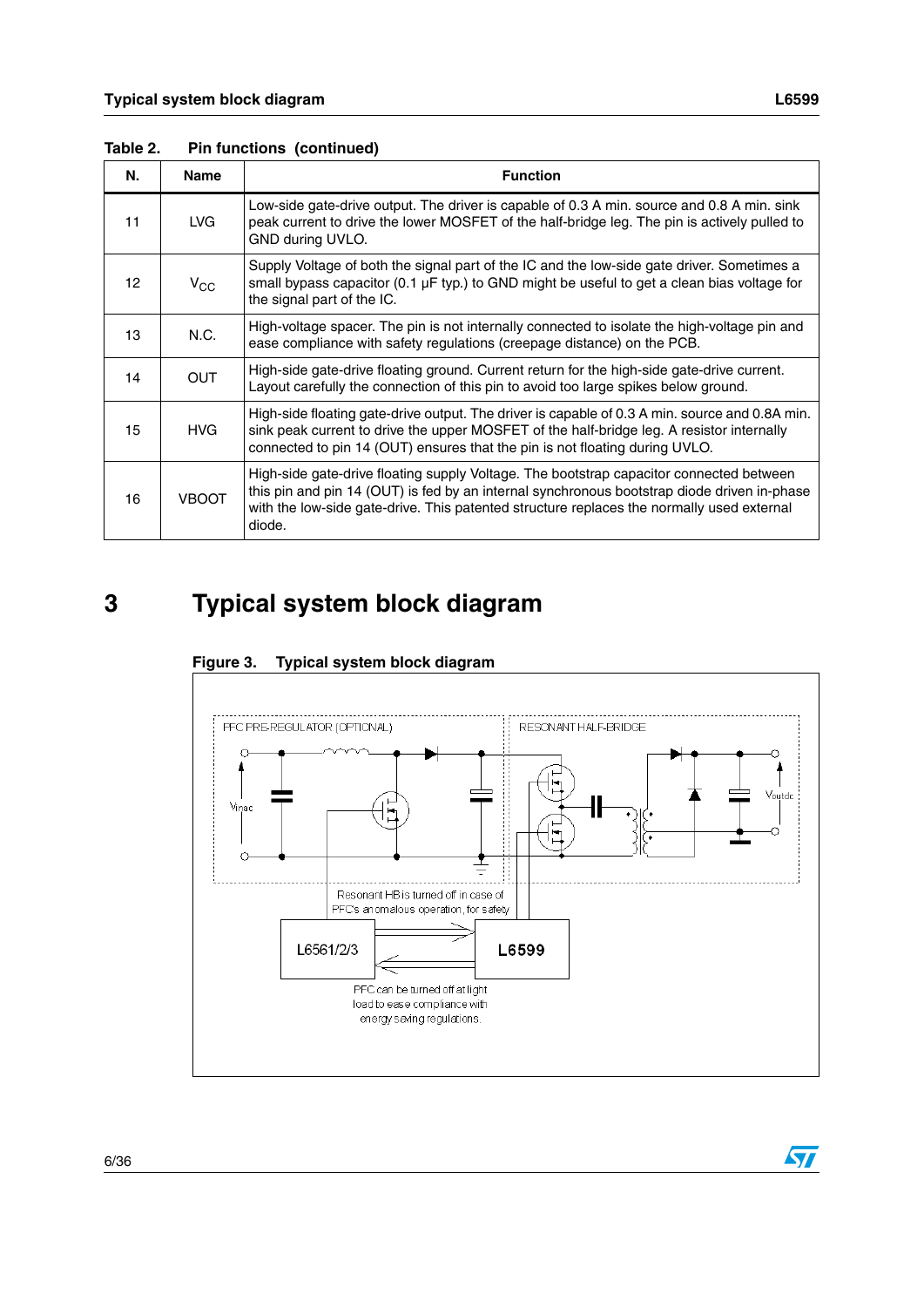**Table 2. Pin functions (continued)**

| N. | Name | Function |
|---|---|---|
| 11 | LVG | Low-side gate-drive output. The driver is capable of 0.3 A min. source and 0.8 A min. sink peak current to drive the lower MOSFET of the half-bridge leg. The pin is actively pulled to GND during UVLO. |
| 12 | $V_{CC}$ | Supply Voltage of both the signal part of the IC and the low-side gate driver. Sometimes a small bypass capacitor (0.1 µF typ.) to GND might be useful to get a clean bias voltage for the signal part of the IC. |
| 13 | N.C. | High-voltage spacer. The pin is not internally connected to isolate the high-voltage pin and ease compliance with safety regulations (creepage distance) on the PCB. |
| 14 | OUT | High-side gate-drive floating ground. Current return for the high-side gate-drive current. Layout carefully the connection of this pin to avoid too large spikes below ground. |
| 15 | HVG | High-side floating gate-drive output. The driver is capable of 0.3 A min. source and 0.8A min. sink peak current to drive the upper MOSFET of the half-bridge leg. A resistor internally connected to pin 14 (OUT) ensures that the pin is not floating during UVLO. |
| 16 | VBOOT | High-side gate-drive floating supply Voltage. The bootstrap capacitor connected between this pin and pin 14 (OUT) is fed by an internal synchronous bootstrap diode driven in-phase with the low-side gate-drive. This patented structure replaces the normally used external diode. |

# 3 Typical system block diagram

**Figure 3. Typical system block diagram**

PFC PRE-REGULATOR (OPTIONAL)

RESONANT HALF-BRIDGE

Vinac

Voutdc

Resonant HB is turned off in case of PFC's anomalous operation, for safety

L6561/2/3

L6599

PFC can be turned off at light load to ease compliance with energy saving regulations.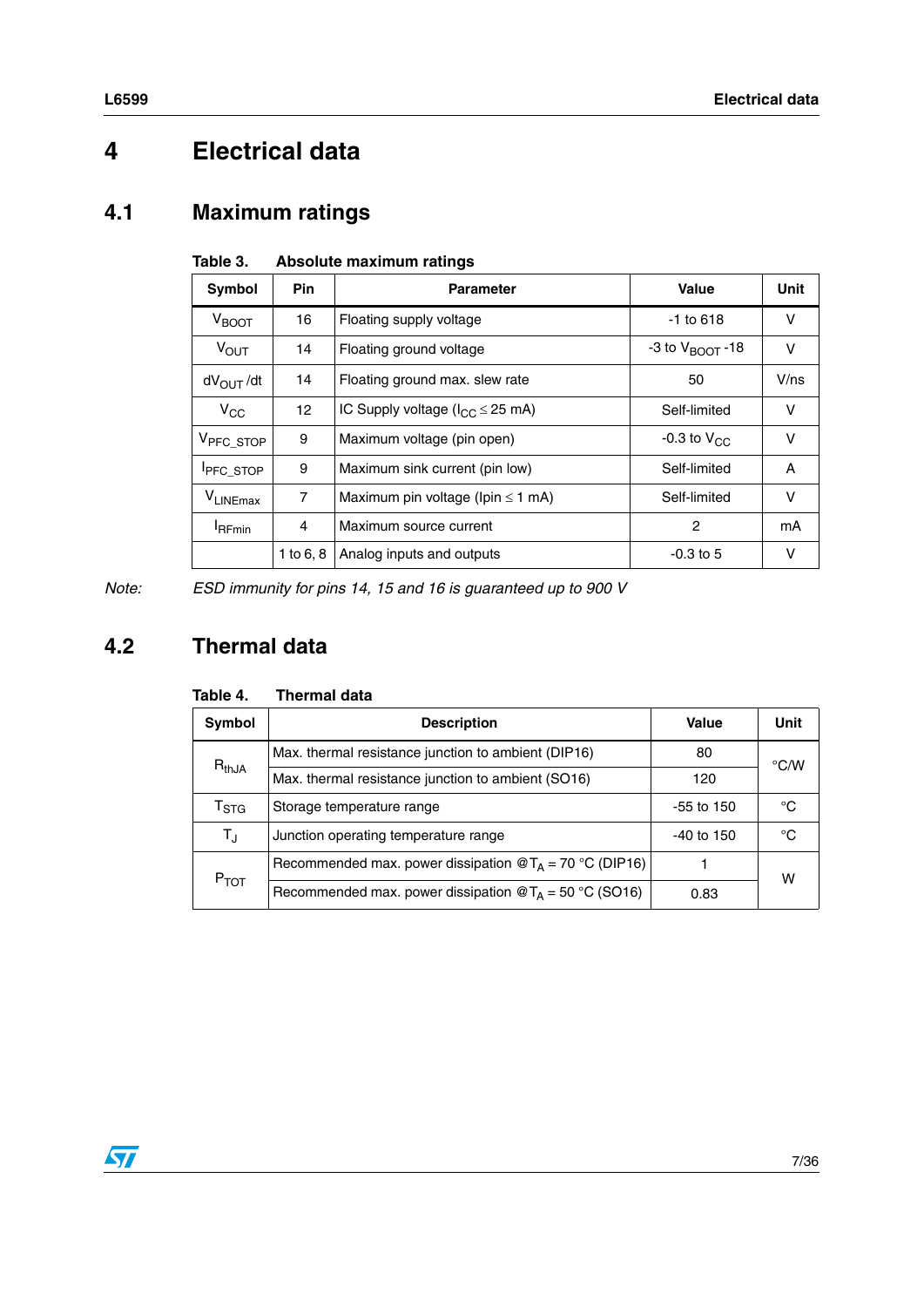# 4 Electrical data

## 4.1 Maximum ratings

**Table 3. Absolute maximum ratings**

| Symbol | Pin | Parameter | Value | Unit |
|---|---|---|---|---|
| $V_{BOOT}$ | 16 | Floating supply voltage | -1 to 618 | V |
| $V_{OUT}$ | 14 | Floating ground voltage | -3 to $V_{BOOT}$ -18 | V |
| $dV_{OUT}/dt$ | 14 | Floating ground max. slew rate | 50 | V/ns |
| $V_{CC}$ | 12 | IC Supply voltage ($I_{CC} \leq 25$ mA) | Self-limited | V |
| $V_{PFC\_STOP}$ | 9 | Maximum voltage (pin open) | -0.3 to $V_{CC}$ | V |
| $I_{PFC\_STOP}$ | 9 | Maximum sink current (pin low) | Self-limited | A |
| $V_{LINEmax}$ | 7 | Maximum pin voltage (Ipin $\leq$ 1 mA) | Self-limited | V |
| $I_{RFmin}$ | 4 | Maximum source current | 2 | mA |
| | 1 to 6, 8 | Analog inputs and outputs | -0.3 to 5 | V |

*Note: ESD immunity for pins 14, 15 and 16 is guaranteed up to 900 V*

## 4.2 Thermal data

**Table 4. Thermal data**

| Symbol | Description | Value | Unit |
|---|---|---|---|
| $R_{thJA}$ | Max. thermal resistance junction to ambient (DIP16) | 80 | °C/W |
| | Max. thermal resistance junction to ambient (SO16) | 120 | |
| $T_{STG}$ | Storage temperature range | -55 to 150 | °C |
| $T_J$ | Junction operating temperature range | -40 to 150 | °C |
| $P_{TOT}$ | Recommended max. power dissipation @$T_A$ = 70 °C (DIP16) | 1 | W |
| | Recommended max. power dissipation @$T_A$ = 50 °C (SO16) | 0.83 | |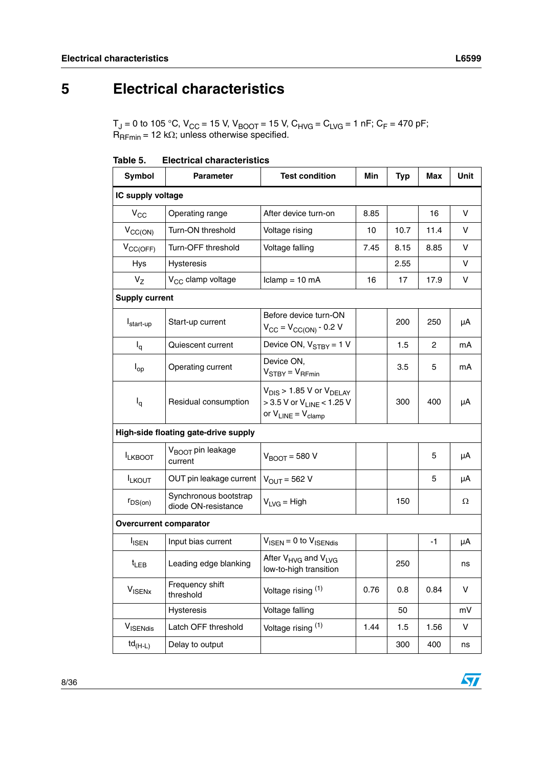# 5 Electrical characteristics

$T_J$ = 0 to 105 °C, $V_{CC}$ = 15 V, $V_{BOOT}$ = 15 V, $C_{HVG}$ = $C_{LVG}$ = 1 nF; $C_F$ = 470 pF; $R_{RFmin}$ = 12 kΩ; unless otherwise specified.

**Table 5. Electrical characteristics**

| Symbol | Parameter | Test condition | Min | Typ | Max | Unit |
|---|---|---|---|---|---|---|
| **IC supply voltage** | | | | | | |
| $V_{CC}$ | Operating range | After device turn-on | 8.85 | | 16 | V |
| $V_{CC(ON)}$ | Turn-ON threshold | Voltage rising | 10 | 10.7 | 11.4 | V |
| $V_{CC(OFF)}$ | Turn-OFF threshold | Voltage falling | 7.45 | 8.15 | 8.85 | V |
| Hys | Hysteresis | | | 2.55 | | V |
| $V_Z$ | $V_{CC}$ clamp voltage | Iclamp = 10 mA | 16 | 17 | 17.9 | V |
| **Supply current** | | | | | | |
| $I_{start-up}$ | Start-up current | Before device turn-ON $V_{CC} = V_{CC(ON)} - 0.2$ V | | 200 | 250 | µA |
| $I_q$ | Quiescent current | Device ON, $V_{STBY}$ = 1 V | | 1.5 | 2 | mA |
| $I_{op}$ | Operating current | Device ON, $V_{STBY} = V_{RFmin}$ | | 3.5 | 5 | mA |
| $I_q$ | Residual consumption | $V_{DIS}$ > 1.85 V or $V_{DELAY}$ > 3.5 V or $V_{LINE}$ < 1.25 V or $V_{LINE} = V_{clamp}$ | | 300 | 400 | µA |
| **High-side floating gate-drive supply** | | | | | | |
| $I_{LKBOOT}$ | $V_{BOOT}$ pin leakage current | $V_{BOOT}$ = 580 V | | | 5 | µA |
| $I_{LKOUT}$ | OUT pin leakage current | $V_{OUT}$ = 562 V | | | 5 | µA |
| $r_{DS(on)}$ | Synchronous bootstrap diode ON-resistance | $V_{LVG}$ = High | | 150 | | Ω |
| **Overcurrent comparator** | | | | | | |
| $I_{ISEN}$ | Input bias current | $V_{ISEN}$ = 0 to $V_{ISENdis}$ | | | -1 | µA |
| $t_{LEB}$ | Leading edge blanking | After $V_{HVG}$ and $V_{LVG}$ low-to-high transition | | 250 | | ns |
| $V_{ISENx}$ | Frequency shift threshold | Voltage rising (1) | 0.76 | 0.8 | 0.84 | V |
| | Hysteresis | Voltage falling | | 50 | | mV |
| $V_{ISENdis}$ | Latch OFF threshold | Voltage rising (1) | 1.44 | 1.5 | 1.56 | V |
| $td_{(H-L)}$ | Delay to output | | | 300 | 400 | ns |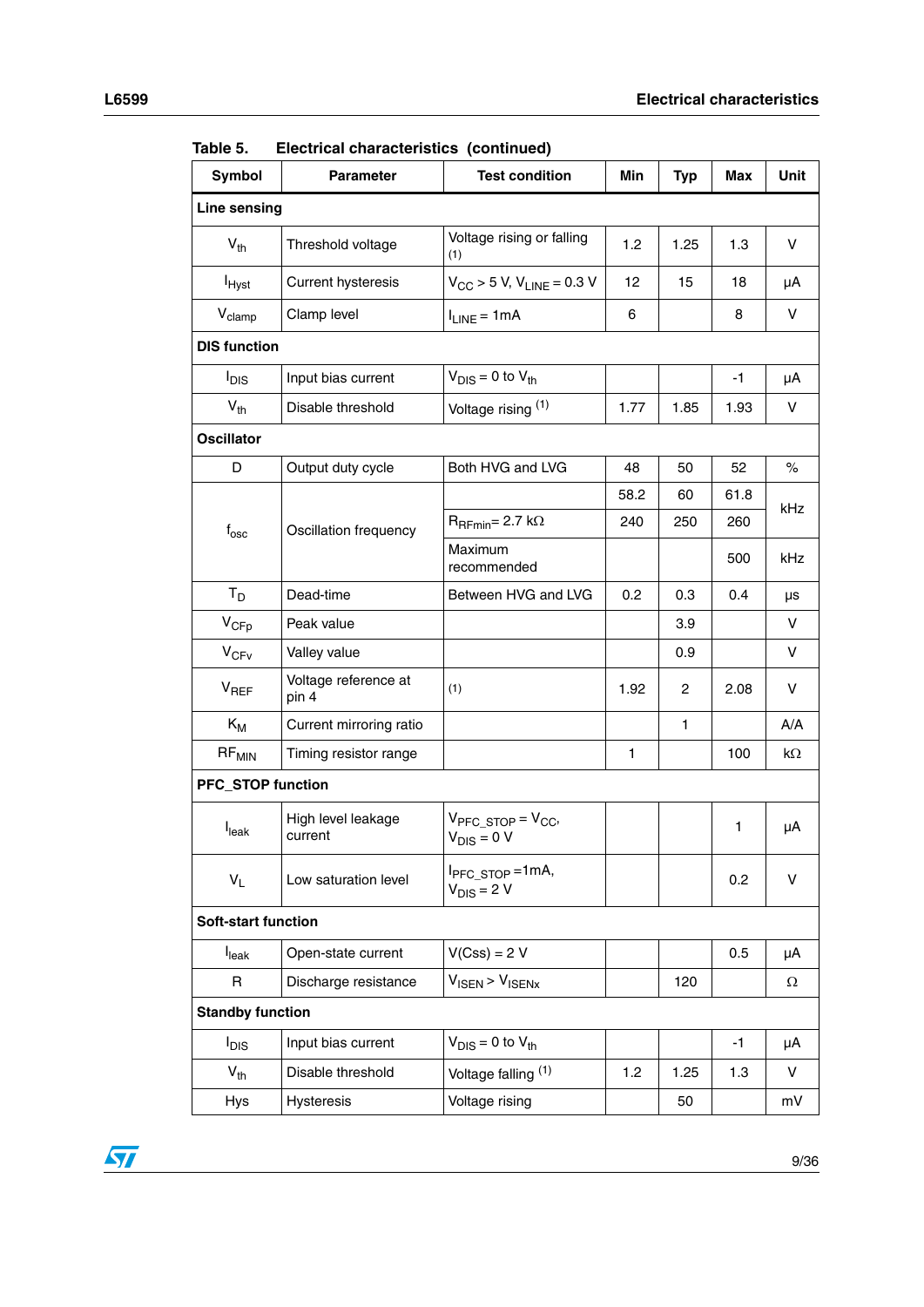**Table 5. Electrical characteristics (continued)**

| Symbol | Parameter | Test condition | Min | Typ | Max | Unit |
|---|---|---|---|---|---|---|
| **Line sensing** | | | | | | |
| $V_{th}$ | Threshold voltage | Voltage rising or falling (1) | 1.2 | 1.25 | 1.3 | V |
| $I_{Hyst}$ | Current hysteresis | $V_{CC}$ > 5 V, $V_{LINE}$ = 0.3 V | 12 | 15 | 18 | µA |
| $V_{clamp}$ | Clamp level | $I_{LINE}$ = 1mA | 6 | | 8 | V |
| **DIS function** | | | | | | |
| $I_{DIS}$ | Input bias current | $V_{DIS}$ = 0 to $V_{th}$ | | | -1 | µA |
| $V_{th}$ | Disable threshold | Voltage rising (1) | 1.77 | 1.85 | 1.93 | V |
| **Oscillator** | | | | | | |
| D | Output duty cycle | Both HVG and LVG | 48 | 50 | 52 | % |
| $f_{osc}$ | Oscillation frequency | | 58.2 | 60 | 61.8 | kHz |
| | | $R_{RFmin}$= 2.7 kΩ | 240 | 250 | 260 | kHz |
| | | Maximum recommended | | | 500 | kHz |
| $T_D$ | Dead-time | Between HVG and LVG | 0.2 | 0.3 | 0.4 | µs |
| $V_{CFp}$ | Peak value | | | 3.9 | | V |
| $V_{CFv}$ | Valley value | | | 0.9 | | V |
| $V_{REF}$ | Voltage reference at pin 4 | (1) | 1.92 | 2 | 2.08 | V |
| $K_M$ | Current mirroring ratio | | | 1 | | A/A |
| $RF_{MIN}$ | Timing resistor range | | 1 | | 100 | kΩ |
| **PFC_STOP function** | | | | | | |
| $I_{leak}$ | High level leakage current | $V_{PFC\_STOP}$ = $V_{CC}$, $V_{DIS}$ = 0 V | | | 1 | µA |
| $V_L$ | Low saturation level | $I_{PFC\_STOP}$ =1mA, $V_{DIS}$ = 2 V | | | 0.2 | V |
| **Soft-start function** | | | | | | |
| $I_{leak}$ | Open-state current | V(Css) = 2 V | | | 0.5 | µA |
| R | Discharge resistance | $V_{ISEN}$ > $V_{ISENx}$ | | 120 | | Ω |
| **Standby function** | | | | | | |
| $I_{DIS}$ | Input bias current | $V_{DIS}$ = 0 to $V_{th}$ | | | -1 | µA |
| $V_{th}$ | Disable threshold | Voltage falling (1) | 1.2 | 1.25 | 1.3 | V |
| Hys | Hysteresis | Voltage rising | | 50 | | mV |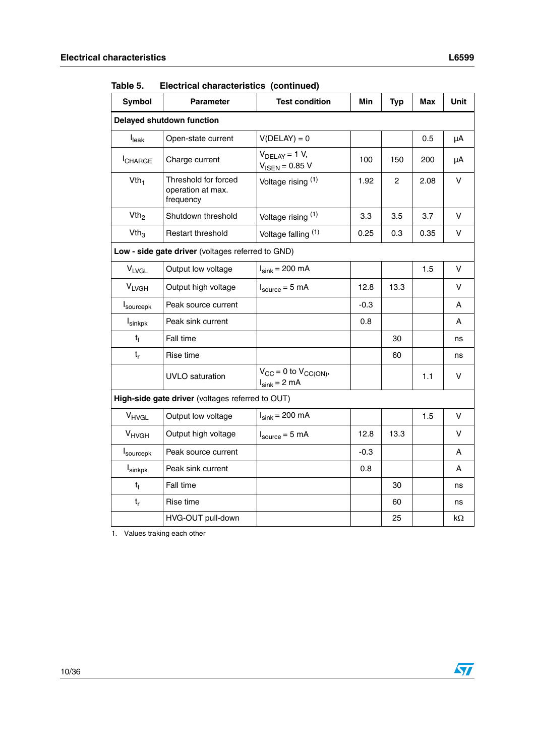Table 5. Electrical characteristics (continued)

| Symbol | Parameter | Test condition | Min | Typ | Max | Unit |
|---|---|---|---|---|---|---|
| **Delayed shutdown function** | | | | | | |
| $I_{leak}$ | Open-state current | V(DELAY) = 0 | | | 0.5 | µA |
| $I_{CHARGE}$ | Charge current | $V_{DELAY}$ = 1 V, $V_{ISEN}$ = 0.85 V | 100 | 150 | 200 | µA |
| $Vth_1$ | Threshold for forced operation at max. frequency | Voltage rising [1] | 1.92 | 2 | 2.08 | V |
| $Vth_2$ | Shutdown threshold | Voltage rising [1] | 3.3 | 3.5 | 3.7 | V |
| $Vth_3$ | Restart threshold | Voltage falling [1] | 0.25 | 0.3 | 0.35 | V |
| **Low - side gate driver** (voltages referred to GND) | | | | | | |
| $V_{LVGL}$ | Output low voltage | $I_{sink}$ = 200 mA | | | 1.5 | V |
| $V_{LVGH}$ | Output high voltage | $I_{source}$ = 5 mA | 12.8 | 13.3 | | V |
| $I_{sourcepk}$ | Peak source current | | -0.3 | | | A |
| $I_{sinkpk}$ | Peak sink current | | 0.8 | | | A |
| $t_f$ | Fall time | | | 30 | | ns |
| $t_r$ | Rise time | | | 60 | | ns |
| | UVLO saturation | $V_{CC}$ = 0 to $V_{CC(ON)}$, $I_{sink}$ = 2 mA | | | 1.1 | V |
| **High-side gate driver** (voltages referred to OUT) | | | | | | |
| $V_{HVGL}$ | Output low voltage | $I_{sink}$ = 200 mA | | | 1.5 | V |
| $V_{HVGH}$ | Output high voltage | $I_{source}$ = 5 mA | 12.8 | 13.3 | | V |
| $I_{sourcepk}$ | Peak source current | | -0.3 | | | A |
| $I_{sinkpk}$ | Peak sink current | | 0.8 | | | A |
| $t_f$ | Fall time | | | 30 | | ns |
| $t_r$ | Rise time | | | 60 | | ns |
| | HVG-OUT pull-down | | | 25 | | kΩ |

1. Values traking each other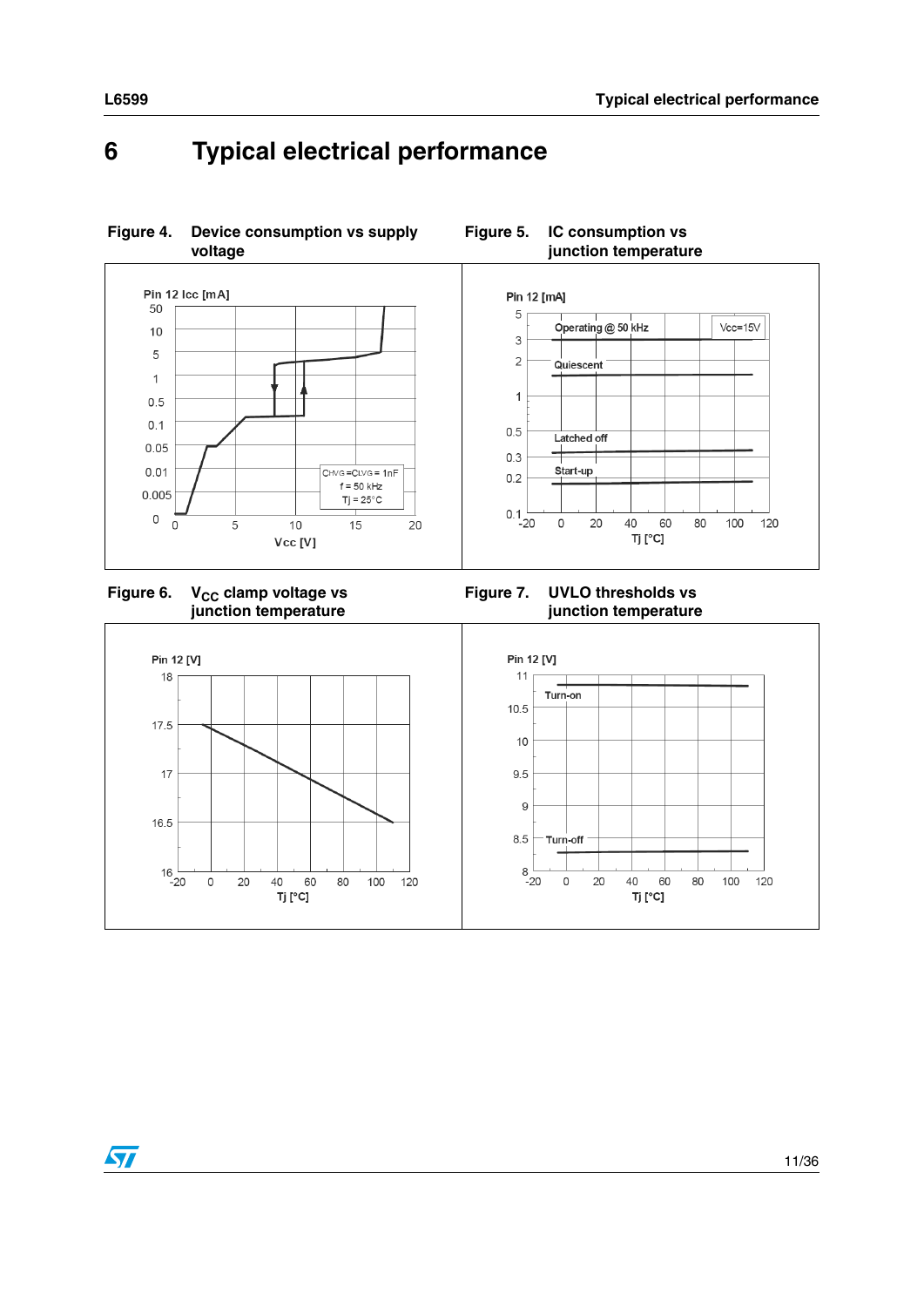# 6 Typical electrical performance

**Figure 4. Device consumption vs supply voltage**

**Figure 5. IC consumption vs junction temperature**

**Figure 6. $V_{CC}$ clamp voltage vs junction temperature**

**Figure 7. UVLO thresholds vs junction temperature**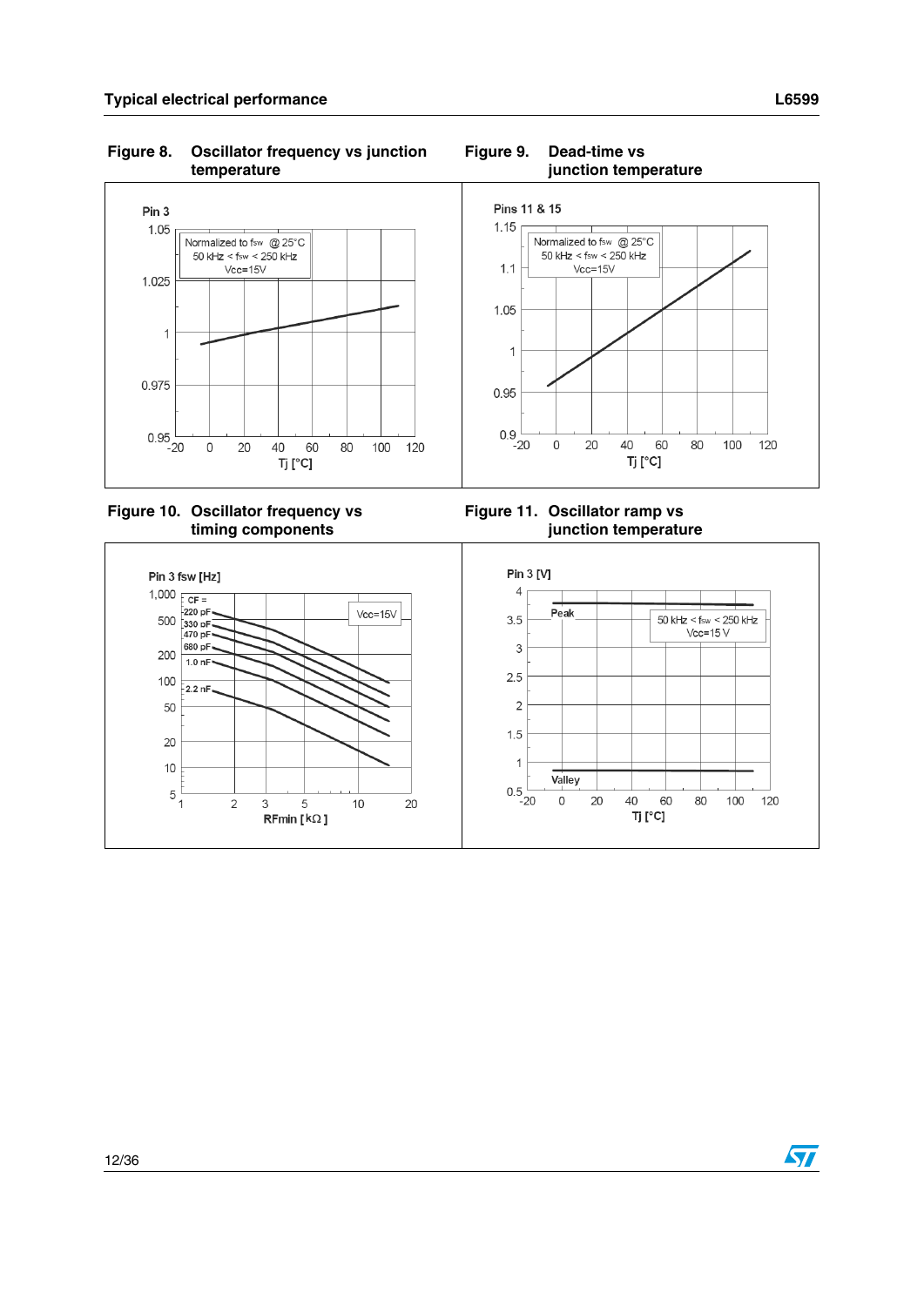**Figure 8. Oscillator frequency vs junction temperature**

Pin 3

Normalized to $f_{sw}$ @ 25°C
50 kHz < $f_{sw}$ < 250 kHz
Vcc=15V

Tj [°C]

**Figure 9. Dead-time vs junction temperature**

Pins 11 & 15

Normalized to $f_{sw}$ @ 25°C
50 kHz < $f_{sw}$ < 250 kHz
Vcc=15V

Tj [°C]

**Figure 10. Oscillator frequency vs timing components**

Pin 3 fsw [Hz]

CF = 220 pF, 330 pF, 470 pF, 680 pF, 1.0 nF, 2.2 nF

Vcc=15V

RFmin [kΩ]

**Figure 11. Oscillator ramp vs junction temperature**

Pin 3 [V]

Peak

Valley

50 kHz < $f_{sw}$ < 250 kHz
Vcc=15 V

Tj [°C]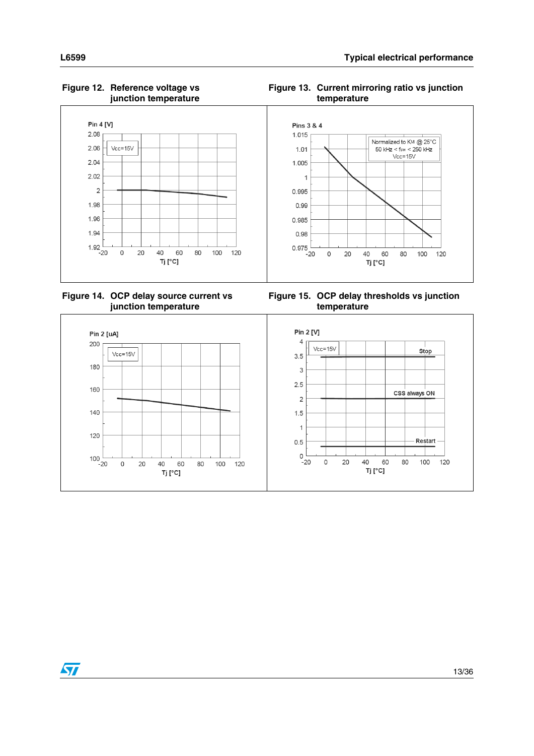**Figure 12. Reference voltage vs junction temperature**

**Figure 13. Current mirroring ratio vs junction temperature**

**Figure 14. OCP delay source current vs junction temperature**

**Figure 15. OCP delay thresholds vs junction temperature**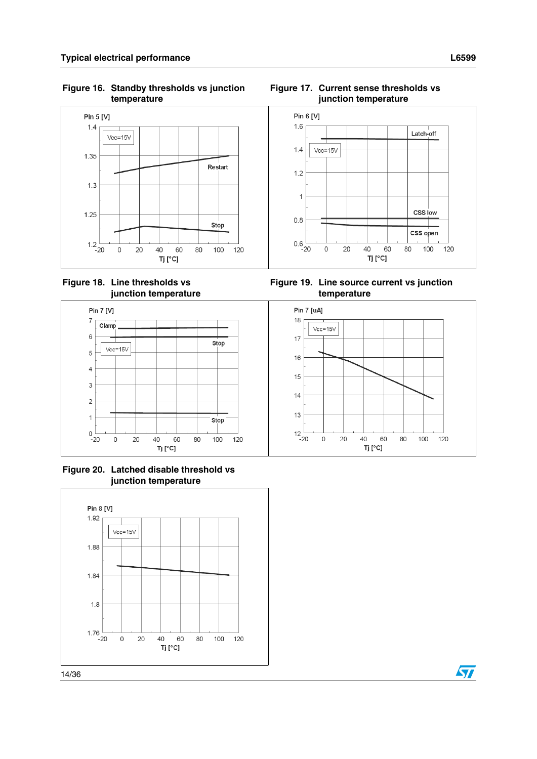**Figure 16. Standby thresholds vs junction temperature**

**Figure 17. Current sense thresholds vs junction temperature**

**Figure 18. Line thresholds vs junction temperature**

**Figure 19. Line source current vs junction temperature**

**Figure 20. Latched disable threshold vs junction temperature**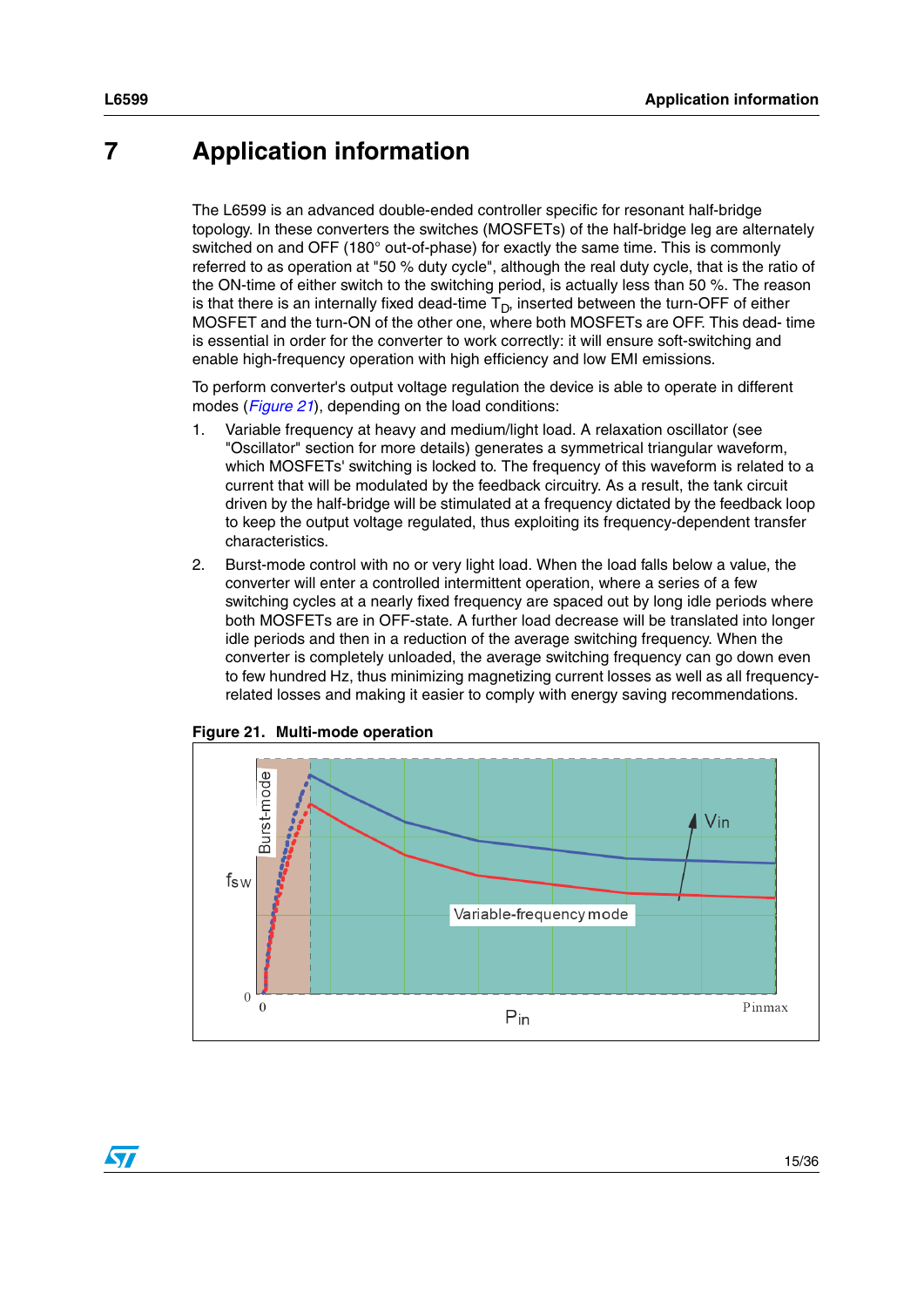# 7 Application information

The L6599 is an advanced double-ended controller specific for resonant half-bridge topology. In these converters the switches (MOSFETs) of the half-bridge leg are alternately switched on and OFF (180° out-of-phase) for exactly the same time. This is commonly referred to as operation at "50 % duty cycle", although the real duty cycle, that is the ratio of the ON-time of either switch to the switching period, is actually less than 50 %. The reason is that there is an internally fixed dead-time $T_D$, inserted between the turn-OFF of either MOSFET and the turn-ON of the other one, where both MOSFETs are OFF. This dead- time is essential in order for the converter to work correctly: it will ensure soft-switching and enable high-frequency operation with high efficiency and low EMI emissions.

To perform converter's output voltage regulation the device is able to operate in different modes (*Figure 21*), depending on the load conditions:

1. Variable frequency at heavy and medium/light load. A relaxation oscillator (see "Oscillator" section for more details) generates a symmetrical triangular waveform, which MOSFETs' switching is locked to. The frequency of this waveform is related to a current that will be modulated by the feedback circuitry. As a result, the tank circuit driven by the half-bridge will be stimulated at a frequency dictated by the feedback loop to keep the output voltage regulated, thus exploiting its frequency-dependent transfer characteristics.
2. Burst-mode control with no or very light load. When the load falls below a value, the converter will enter a controlled intermittent operation, where a series of a few switching cycles at a nearly fixed frequency are spaced out by long idle periods where both MOSFETs are in OFF-state. A further load decrease will be translated into longer idle periods and then in a reduction of the average switching frequency. When the converter is completely unloaded, the average switching frequency can go down even to few hundred Hz, thus minimizing magnetizing current losses as well as all frequency-related losses and making it easier to comply with energy saving recommendations.

**Figure 21. Multi-mode operation**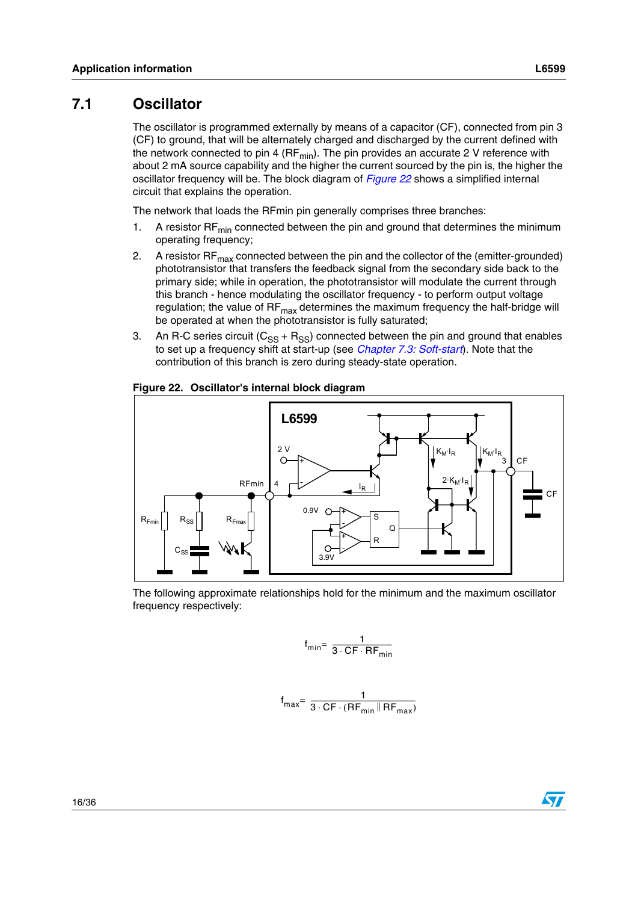## 7.1 Oscillator

The oscillator is programmed externally by means of a capacitor (CF), connected from pin 3 (CF) to ground, that will be alternately charged and discharged by the current defined with the network connected to pin 4 ($RF_{min}$). The pin provides an accurate 2 V reference with about 2 mA source capability and the higher the current sourced by the pin is, the higher the oscillator frequency will be. The block diagram of *Figure 22* shows a simplified internal circuit that explains the operation.

The network that loads the RFmin pin generally comprises three branches:

1. A resistor $RF_{min}$ connected between the pin and ground that determines the minimum operating frequency;
2. A resistor $RF_{max}$ connected between the pin and the collector of the (emitter-grounded) phototransistor that transfers the feedback signal from the secondary side back to the primary side; while in operation, the phototransistor will modulate the current through this branch - hence modulating the oscillator frequency - to perform output voltage regulation; the value of $RF_{max}$ determines the maximum frequency the half-bridge will be operated at when the phototransistor is fully saturated;
3. An R-C series circuit ($C_{SS}$ + $R_{SS}$) connected between the pin and ground that enables to set up a frequency shift at start-up (see *Chapter 7.3: Soft-start*). Note that the contribution of this branch is zero during steady-state operation.

**Figure 22. Oscillator's internal block diagram**

The following approximate relationships hold for the minimum and the maximum oscillator frequency respectively:

$$f_{min} = \frac{1}{3 \cdot CF \cdot RF_{min}}$$

$$f_{max} = \frac{1}{3 \cdot CF \cdot (RF_{min} \parallel RF_{max})}$$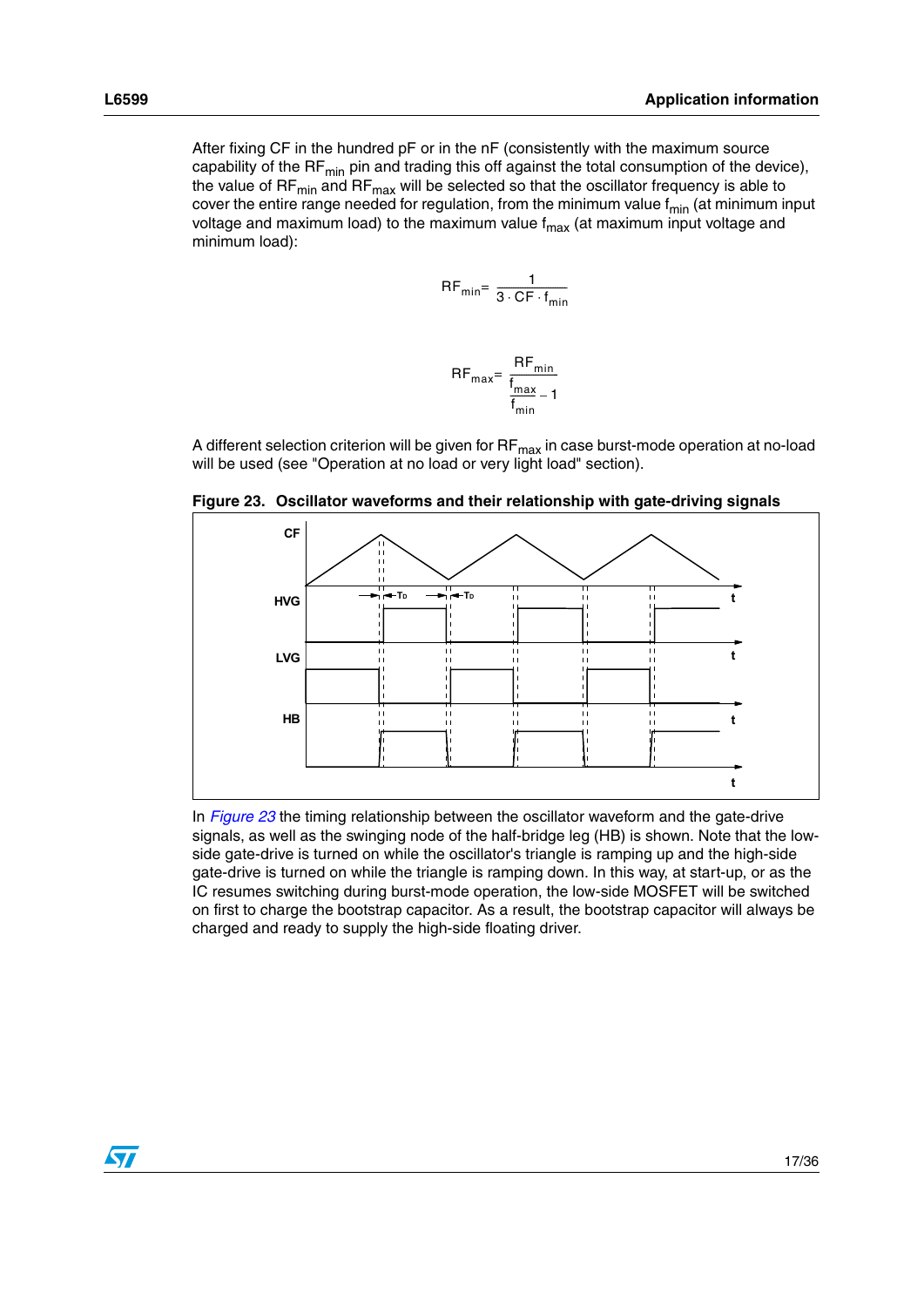After fixing CF in the hundred pF or in the nF (consistently with the maximum source capability of the $RF_{min}$ pin and trading this off against the total consumption of the device), the value of $RF_{min}$ and $RF_{max}$ will be selected so that the oscillator frequency is able to cover the entire range needed for regulation, from the minimum value $f_{min}$ (at minimum input voltage and maximum load) to the maximum value $f_{max}$ (at maximum input voltage and minimum load):

$$RF_{min} = \frac{1}{3 \cdot CF \cdot f_{min}}$$

$$RF_{max} = \frac{RF_{min}}{\frac{f_{max}}{f_{min}} - 1}$$

A different selection criterion will be given for $RF_{max}$ in case burst-mode operation at no-load will be used (see "Operation at no load or very light load" section).

**Figure 23. Oscillator waveforms and their relationship with gate-driving signals**

In *Figure 23* the timing relationship between the oscillator waveform and the gate-drive signals, as well as the swinging node of the half-bridge leg (HB) is shown. Note that the low-side gate-drive is turned on while the oscillator's triangle is ramping up and the high-side gate-drive is turned on while the triangle is ramping down. In this way, at start-up, or as the IC resumes switching during burst-mode operation, the low-side MOSFET will be switched on first to charge the bootstrap capacitor. As a result, the bootstrap capacitor will always be charged and ready to supply the high-side floating driver.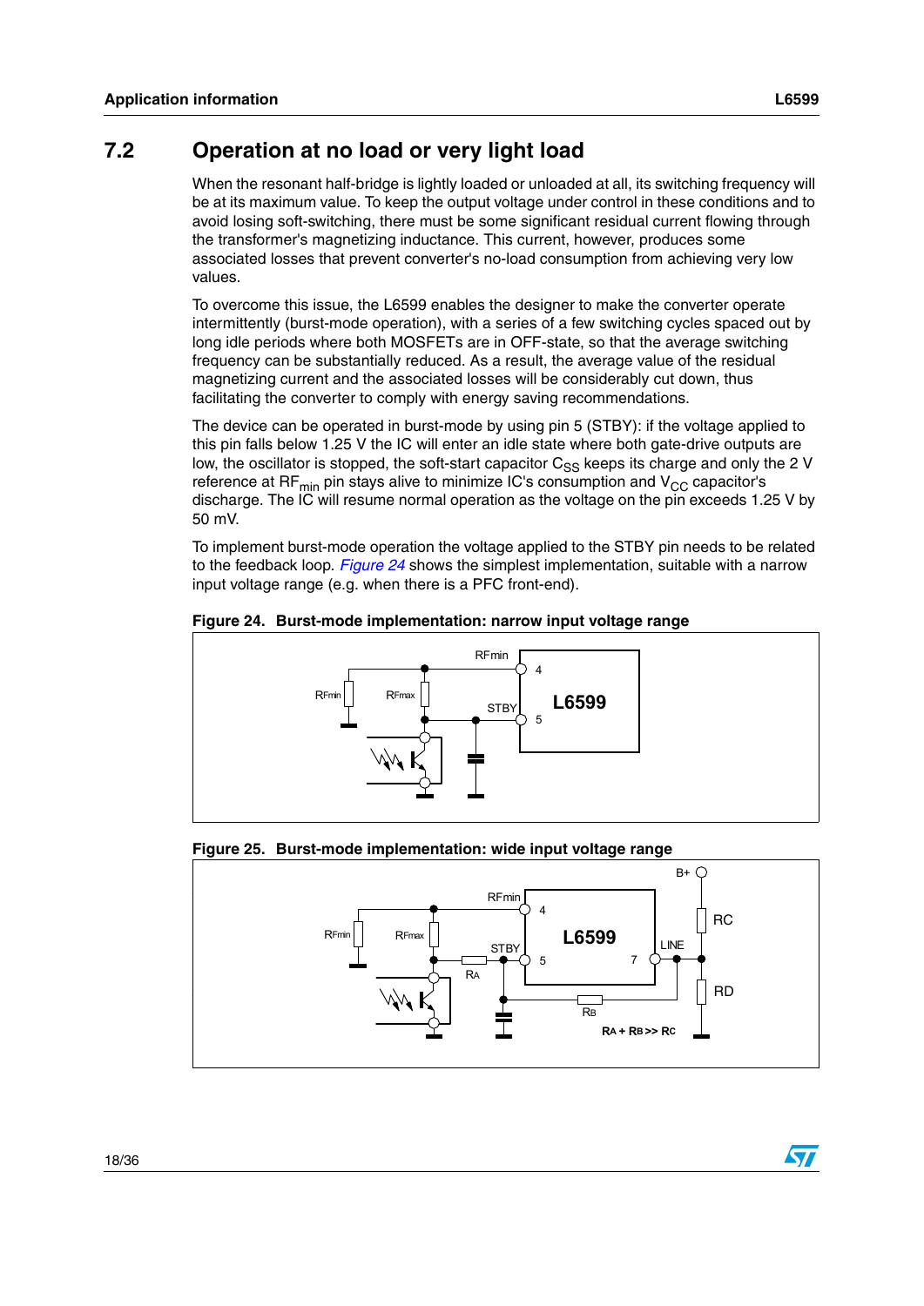## 7.2 Operation at no load or very light load

When the resonant half-bridge is lightly loaded or unloaded at all, its switching frequency will be at its maximum value. To keep the output voltage under control in these conditions and to avoid losing soft-switching, there must be some significant residual current flowing through the transformer's magnetizing inductance. This current, however, produces some associated losses that prevent converter's no-load consumption from achieving very low values.

To overcome this issue, the L6599 enables the designer to make the converter operate intermittently (burst-mode operation), with a series of a few switching cycles spaced out by long idle periods where both MOSFETs are in OFF-state, so that the average switching frequency can be substantially reduced. As a result, the average value of the residual magnetizing current and the associated losses will be considerably cut down, thus facilitating the converter to comply with energy saving recommendations.

The device can be operated in burst-mode by using pin 5 (STBY): if the voltage applied to this pin falls below 1.25 V the IC will enter an idle state where both gate-drive outputs are low, the oscillator is stopped, the soft-start capacitor $C_{SS}$ keeps its charge and only the 2 V reference at $RF_{min}$ pin stays alive to minimize IC's consumption and $V_{CC}$ capacitor's discharge. The IC will resume normal operation as the voltage on the pin exceeds 1.25 V by 50 mV.

To implement burst-mode operation the voltage applied to the STBY pin needs to be related to the feedback loop. *Figure 24* shows the simplest implementation, suitable with a narrow input voltage range (e.g. when there is a PFC front-end).

**Figure 24. Burst-mode implementation: narrow input voltage range**

**Figure 25. Burst-mode implementation: wide input voltage range**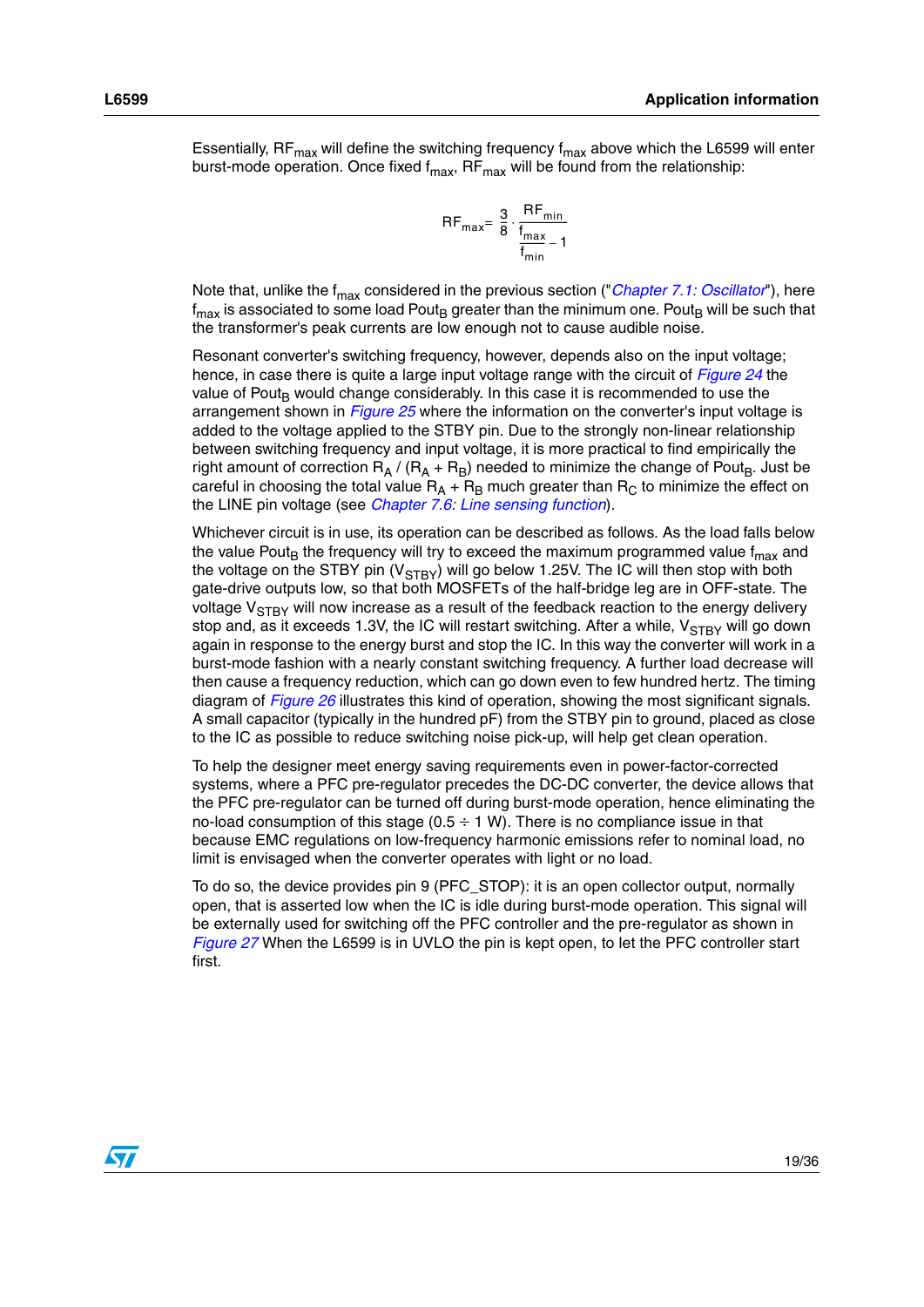Essentially, $RF_{max}$ will define the switching frequency $f_{max}$ above which the L6599 will enter burst-mode operation. Once fixed $f_{max}$, $RF_{max}$ will be found from the relationship:

$$RF_{max} = \frac{3}{8} \cdot \frac{RF_{min}}{\frac{f_{max}}{f_{min}} - 1}$$

Note that, unlike the $f_{max}$ considered in the previous section ("*Chapter 7.1: Oscillator*"), here $f_{max}$ is associated to some load $Pout_B$ greater than the minimum one. $Pout_B$ will be such that the transformer's peak currents are low enough not to cause audible noise.

Resonant converter's switching frequency, however, depends also on the input voltage; hence, in case there is quite a large input voltage range with the circuit of *Figure 24* the value of $Pout_B$ would change considerably. In this case it is recommended to use the arrangement shown in *Figure 25* where the information on the converter's input voltage is added to the voltage applied to the STBY pin. Due to the strongly non-linear relationship between switching frequency and input voltage, it is more practical to find empirically the right amount of correction $R_A / (R_A + R_B)$ needed to minimize the change of $Pout_B$. Just be careful in choosing the total value $R_A + R_B$ much greater than $R_C$ to minimize the effect on the LINE pin voltage (see *Chapter 7.6: Line sensing function*).

Whichever circuit is in use, its operation can be described as follows. As the load falls below the value $Pout_B$ the frequency will try to exceed the maximum programmed value $f_{max}$ and the voltage on the STBY pin ($V_{STBY}$) will go below 1.25V. The IC will then stop with both gate-drive outputs low, so that both MOSFETs of the half-bridge leg are in OFF-state. The voltage $V_{STBY}$ will now increase as a result of the feedback reaction to the energy delivery stop and, as it exceeds 1.3V, the IC will restart switching. After a while, $V_{STBY}$ will go down again in response to the energy burst and stop the IC. In this way the converter will work in a burst-mode fashion with a nearly constant switching frequency. A further load decrease will then cause a frequency reduction, which can go down even to few hundred hertz. The timing diagram of *Figure 26* illustrates this kind of operation, showing the most significant signals. A small capacitor (typically in the hundred pF) from the STBY pin to ground, placed as close to the IC as possible to reduce switching noise pick-up, will help get clean operation.

To help the designer meet energy saving requirements even in power-factor-corrected systems, where a PFC pre-regulator precedes the DC-DC converter, the device allows that the PFC pre-regulator can be turned off during burst-mode operation, hence eliminating the no-load consumption of this stage (0.5 ÷ 1 W). There is no compliance issue in that because EMC regulations on low-frequency harmonic emissions refer to nominal load, no limit is envisaged when the converter operates with light or no load.

To do so, the device provides pin 9 (PFC_STOP): it is an open collector output, normally open, that is asserted low when the IC is idle during burst-mode operation. This signal will be externally used for switching off the PFC controller and the pre-regulator as shown in *Figure 27* When the L6599 is in UVLO the pin is kept open, to let the PFC controller start first.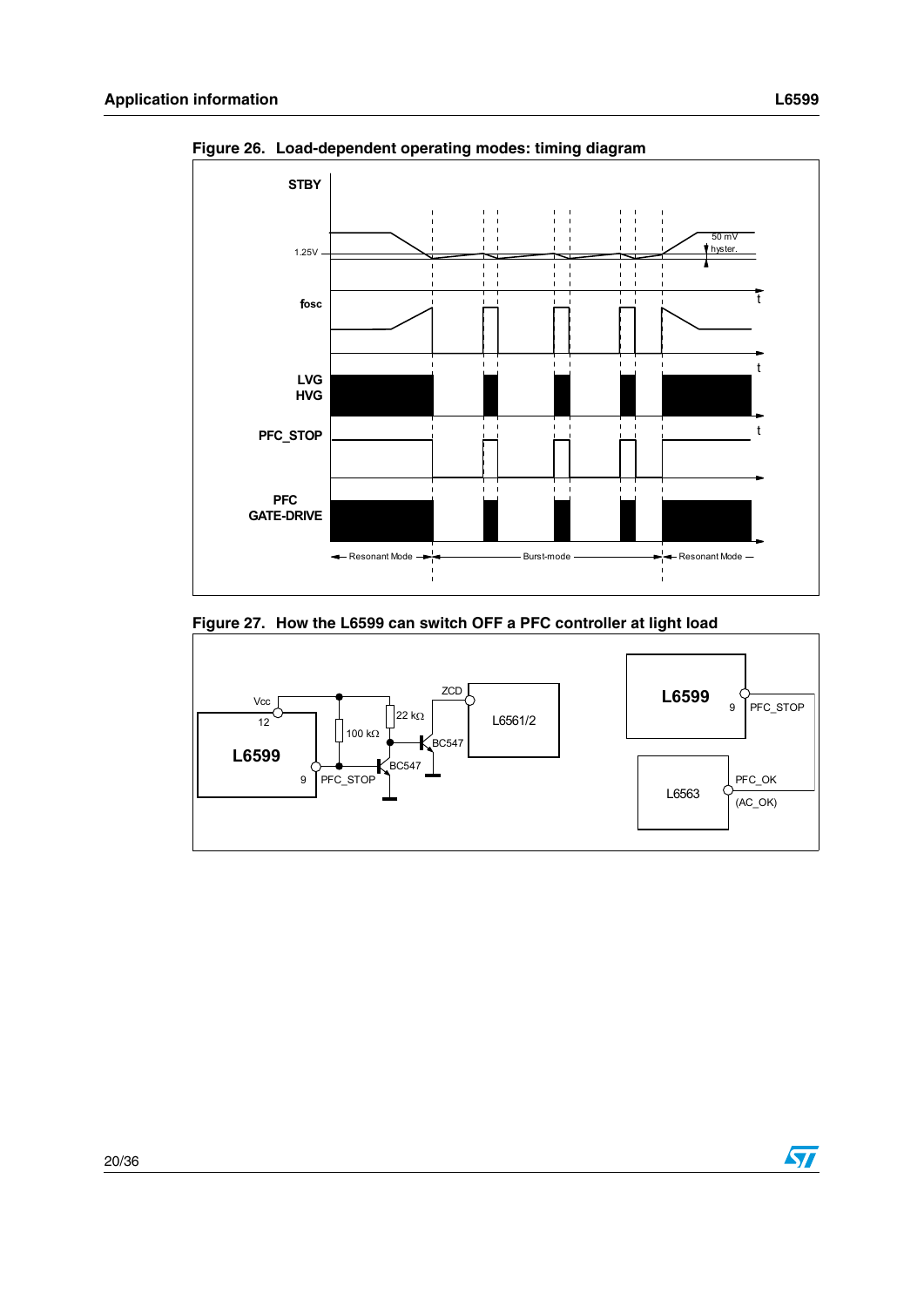Figure 26. Load-dependent operating modes: timing diagram

Figure 27. How the L6599 can switch OFF a PFC controller at light load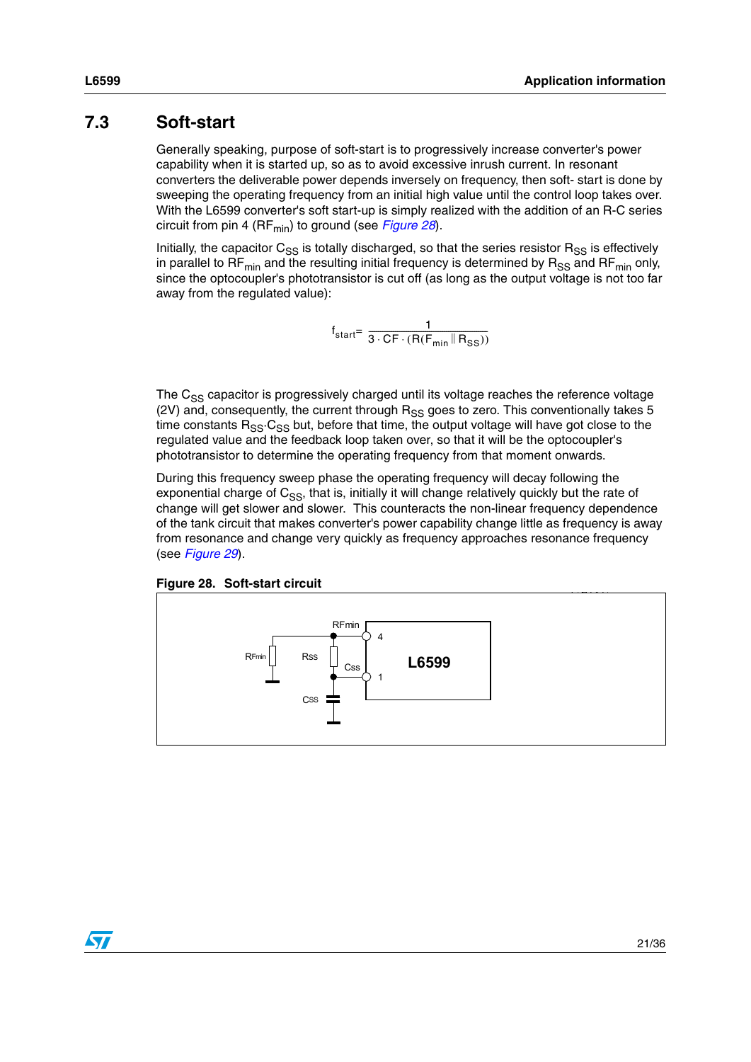## 7.3 Soft-start

Generally speaking, purpose of soft-start is to progressively increase converter's power capability when it is started up, so as to avoid excessive inrush current. In resonant converters the deliverable power depends inversely on frequency, then soft- start is done by sweeping the operating frequency from an initial high value until the control loop takes over. With the L6599 converter's soft start-up is simply realized with the addition of an R-C series circuit from pin 4 ($RF_{min}$) to ground (see *Figure 28*).

Initially, the capacitor $C_{SS}$ is totally discharged, so that the series resistor $R_{SS}$ is effectively in parallel to $RF_{min}$ and the resulting initial frequency is determined by $R_{SS}$ and $RF_{min}$ only, since the optocoupler's phototransistor is cut off (as long as the output voltage is not too far away from the regulated value):

$$f_{start} = \frac{1}{3 \cdot CF \cdot (R(F_{min} \| R_{SS}))}$$

The $C_{SS}$ capacitor is progressively charged until its voltage reaches the reference voltage (2V) and, consequently, the current through $R_{SS}$ goes to zero. This conventionally takes 5 time constants $R_{SS} \cdot C_{SS}$ but, before that time, the output voltage will have got close to the regulated value and the feedback loop taken over, so that it will be the optocoupler's phototransistor to determine the operating frequency from that moment onwards.

During this frequency sweep phase the operating frequency will decay following the exponential charge of $C_{SS}$, that is, initially it will change relatively quickly but the rate of change will get slower and slower. This counteracts the non-linear frequency dependence of the tank circuit that makes converter's power capability change little as frequency is away from resonance and change very quickly as frequency approaches resonance frequency (see *Figure 29*).

**Figure 28. Soft-start circuit**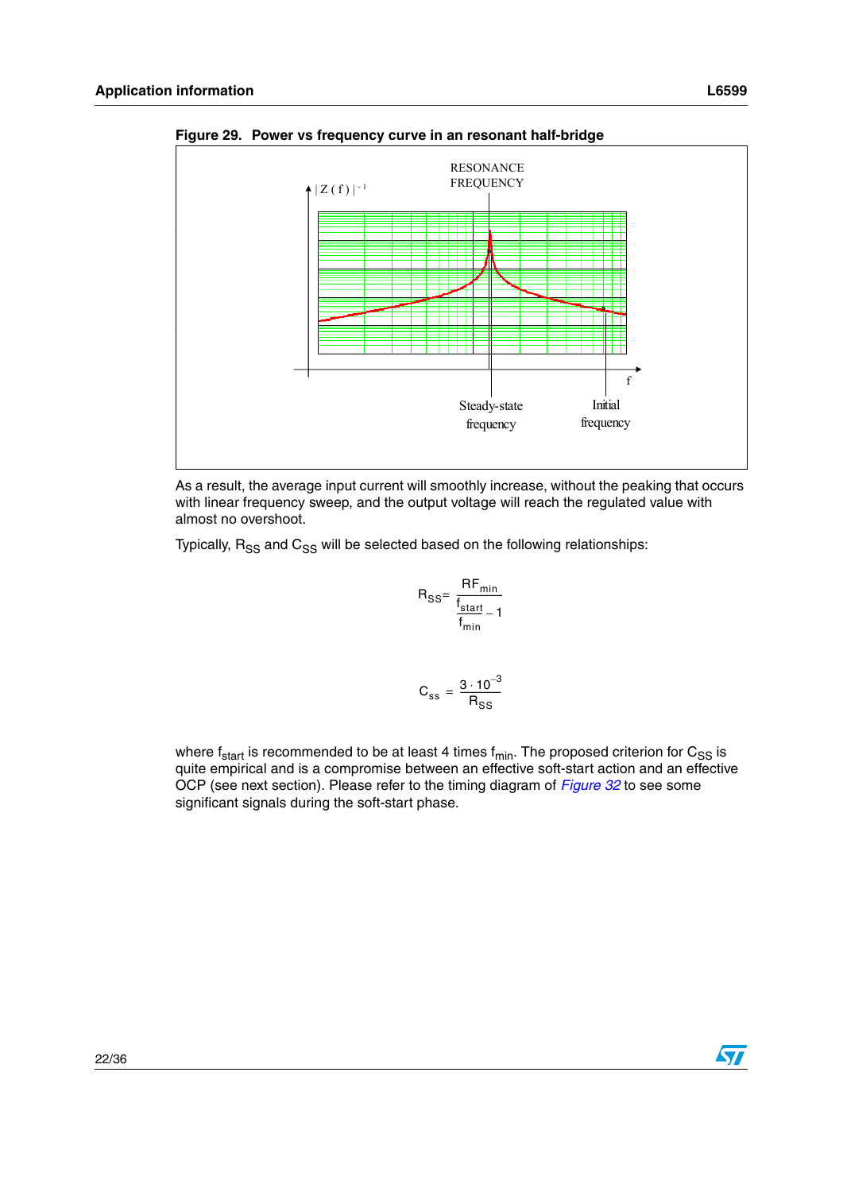Figure 29. Power vs frequency curve in an resonant half-bridge

As a result, the average input current will smoothly increase, without the peaking that occurs with linear frequency sweep, and the output voltage will reach the regulated value with almost no overshoot.

Typically, $R_{SS}$ and $C_{SS}$ will be selected based on the following relationships:

$$R_{SS} = \frac{RF_{min}}{\frac{f_{start}}{f_{min}} - 1}$$

$$C_{ss} = \frac{3 \cdot 10^{-3}}{R_{SS}}$$

where $f_{start}$ is recommended to be at least 4 times $f_{min}$. The proposed criterion for $C_{SS}$ is quite empirical and is a compromise between an effective soft-start action and an effective OCP (see next section). Please refer to the timing diagram of *Figure 32* to see some significant signals during the soft-start phase.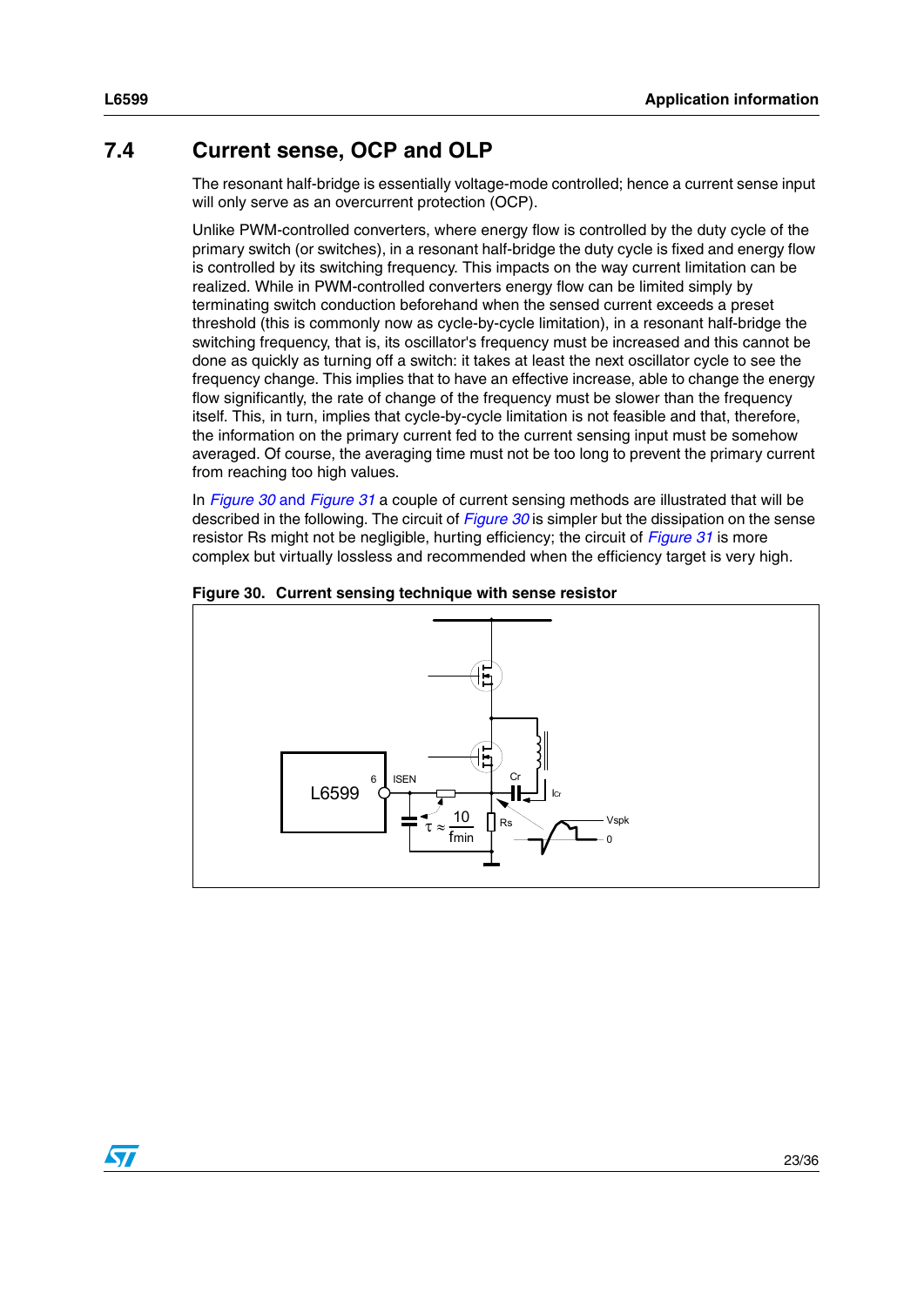## 7.4 Current sense, OCP and OLP

The resonant half-bridge is essentially voltage-mode controlled; hence a current sense input will only serve as an overcurrent protection (OCP).

Unlike PWM-controlled converters, where energy flow is controlled by the duty cycle of the primary switch (or switches), in a resonant half-bridge the duty cycle is fixed and energy flow is controlled by its switching frequency. This impacts on the way current limitation can be realized. While in PWM-controlled converters energy flow can be limited simply by terminating switch conduction beforehand when the sensed current exceeds a preset threshold (this is commonly now as cycle-by-cycle limitation), in a resonant half-bridge the switching frequency, that is, its oscillator's frequency must be increased and this cannot be done as quickly as turning off a switch: it takes at least the next oscillator cycle to see the frequency change. This implies that to have an effective increase, able to change the energy flow significantly, the rate of change of the frequency must be slower than the frequency itself. This, in turn, implies that cycle-by-cycle limitation is not feasible and that, therefore, the information on the primary current fed to the current sensing input must be somehow averaged. Of course, the averaging time must not be too long to prevent the primary current from reaching too high values.

In *Figure 30* and *Figure 31* a couple of current sensing methods are illustrated that will be described in the following. The circuit of *Figure 30* is simpler but the dissipation on the sense resistor Rs might not be negligible, hurting efficiency; the circuit of *Figure 31* is more complex but virtually lossless and recommended when the efficiency target is very high.

**Figure 30. Current sensing technique with sense resistor**

L6599, 6, ISEN, $\tau \approx \frac{10}{f_{min}}$, Rs, Cr, $I_{Cr}$, Vspk, 0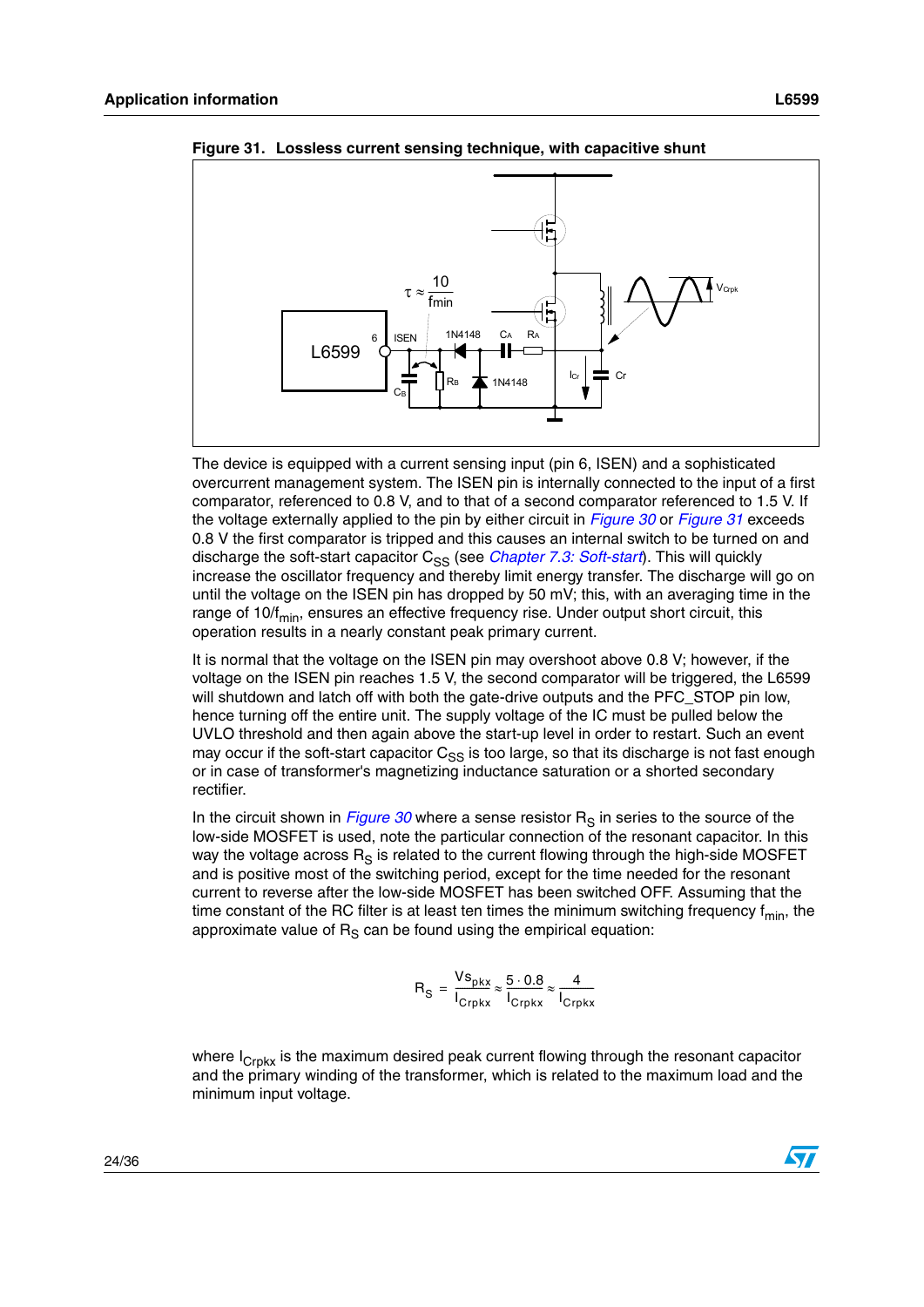**Figure 31. Lossless current sensing technique, with capacitive shunt**

The device is equipped with a current sensing input (pin 6, ISEN) and a sophisticated overcurrent management system. The ISEN pin is internally connected to the input of a first comparator, referenced to 0.8 V, and to that of a second comparator referenced to 1.5 V. If the voltage externally applied to the pin by either circuit in *Figure 30* or *Figure 31* exceeds 0.8 V the first comparator is tripped and this causes an internal switch to be turned on and discharge the soft-start capacitor $C_{SS}$ (see *Chapter 7.3: Soft-start*). This will quickly increase the oscillator frequency and thereby limit energy transfer. The discharge will go on until the voltage on the ISEN pin has dropped by 50 mV; this, with an averaging time in the range of $10/f_{min}$, ensures an effective frequency rise. Under output short circuit, this operation results in a nearly constant peak primary current.

It is normal that the voltage on the ISEN pin may overshoot above 0.8 V; however, if the voltage on the ISEN pin reaches 1.5 V, the second comparator will be triggered, the L6599 will shutdown and latch off with both the gate-drive outputs and the PFC_STOP pin low, hence turning off the entire unit. The supply voltage of the IC must be pulled below the UVLO threshold and then again above the start-up level in order to restart. Such an event may occur if the soft-start capacitor $C_{SS}$ is too large, so that its discharge is not fast enough or in case of transformer's magnetizing inductance saturation or a shorted secondary rectifier.

In the circuit shown in *Figure 30* where a sense resistor $R_S$ in series to the source of the low-side MOSFET is used, note the particular connection of the resonant capacitor. In this way the voltage across $R_S$ is related to the current flowing through the high-side MOSFET and is positive most of the switching period, except for the time needed for the resonant current to reverse after the low-side MOSFET has been switched OFF. Assuming that the time constant of the RC filter is at least ten times the minimum switching frequency $f_{min}$, the approximate value of $R_S$ can be found using the empirical equation:

$$R_S = \frac{Vs_{pkx}}{I_{Crpkx}} \approx \frac{5 \cdot 0.8}{I_{Crpkx}} \approx \frac{4}{I_{Crpkx}}$$

where $I_{Crpkx}$ is the maximum desired peak current flowing through the resonant capacitor and the primary winding of the transformer, which is related to the maximum load and the minimum input voltage.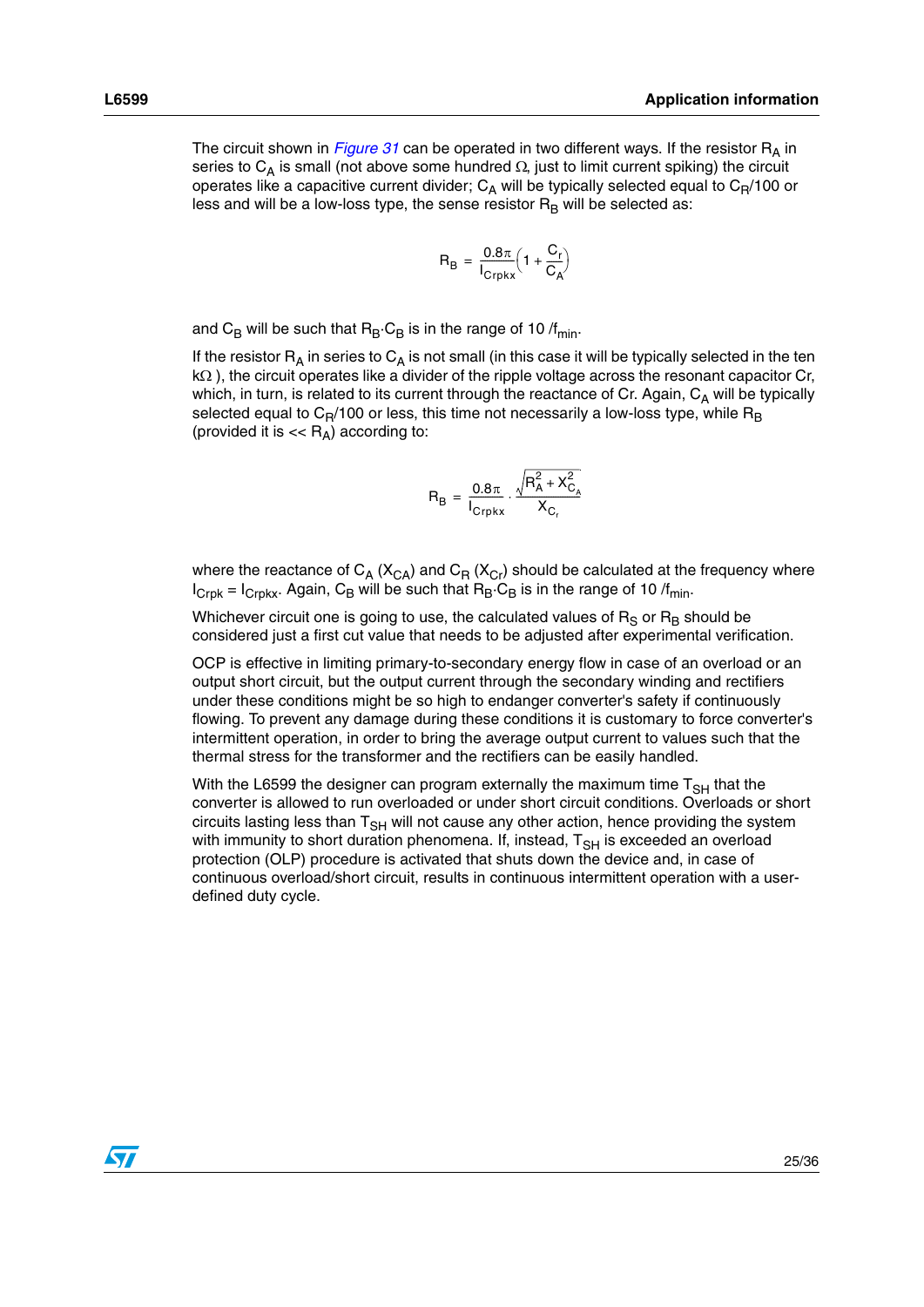The circuit shown in *Figure 31* can be operated in two different ways. If the resistor $R_A$ in series to $C_A$ is small (not above some hundred Ω, just to limit current spiking) the circuit operates like a capacitive current divider; $C_A$ will be typically selected equal to $C_R/100$ or less and will be a low-loss type, the sense resistor $R_B$ will be selected as:

$$R_B = \frac{0.8\pi}{I_{Crpkx}}\left(1 + \frac{C_r}{C_A}\right)$$

and $C_B$ will be such that $R_B \cdot C_B$ is in the range of $10/f_{min}$.

If the resistor $R_A$ in series to $C_A$ is not small (in this case it will be typically selected in the ten kΩ ), the circuit operates like a divider of the ripple voltage across the resonant capacitor Cr, which, in turn, is related to its current through the reactance of Cr. Again, $C_A$ will be typically selected equal to $C_R/100$ or less, this time not necessarily a low-loss type, while $R_B$ (provided it is << $R_A$) according to:

$$R_B = \frac{0.8\pi}{I_{Crpkx}} \cdot \frac{\sqrt{R_A^2 + X_{C_A}^2}}{X_{C_r}}$$

where the reactance of $C_A$ ($X_{CA}$) and $C_R$ ($X_{Cr}$) should be calculated at the frequency where $I_{Crpk} = I_{Crpkx}$. Again, $C_B$ will be such that $R_B \cdot C_B$ is in the range of $10/f_{min}$.

Whichever circuit one is going to use, the calculated values of $R_S$ or $R_B$ should be considered just a first cut value that needs to be adjusted after experimental verification.

OCP is effective in limiting primary-to-secondary energy flow in case of an overload or an output short circuit, but the output current through the secondary winding and rectifiers under these conditions might be so high to endanger converter's safety if continuously flowing. To prevent any damage during these conditions it is customary to force converter's intermittent operation, in order to bring the average output current to values such that the thermal stress for the transformer and the rectifiers can be easily handled.

With the L6599 the designer can program externally the maximum time $T_{SH}$ that the converter is allowed to run overloaded or under short circuit conditions. Overloads or short circuits lasting less than $T_{SH}$ will not cause any other action, hence providing the system with immunity to short duration phenomena. If, instead, $T_{SH}$ is exceeded an overload protection (OLP) procedure is activated that shuts down the device and, in case of continuous overload/short circuit, results in continuous intermittent operation with a user-defined duty cycle.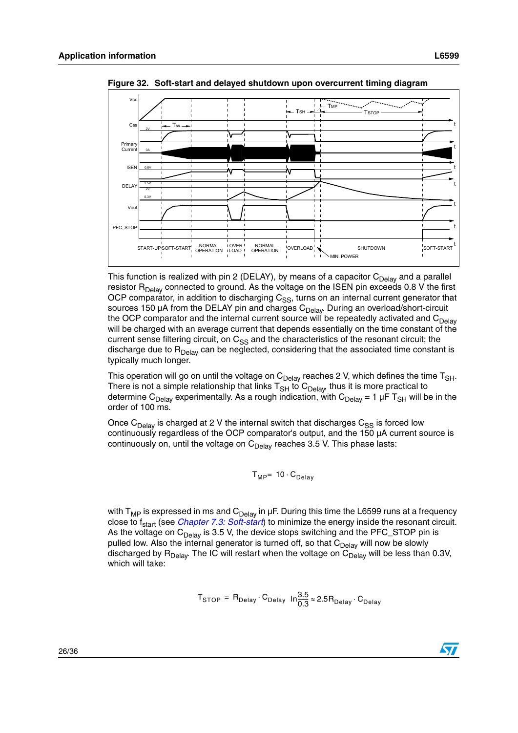**Figure 32. Soft-start and delayed shutdown upon overcurrent timing diagram**

This function is realized with pin 2 (DELAY), by means of a capacitor $C_{Delay}$ and a parallel resistor $R_{Delay}$ connected to ground. As the voltage on the ISEN pin exceeds 0.8 V the first OCP comparator, in addition to discharging $C_{SS}$, turns on an internal current generator that sources 150 µA from the DELAY pin and charges $C_{Delay}$. During an overload/short-circuit the OCP comparator and the internal current source will be repeatedly activated and $C_{Delay}$ will be charged with an average current that depends essentially on the time constant of the current sense filtering circuit, on $C_{SS}$ and the characteristics of the resonant circuit; the discharge due to $R_{Delay}$ can be neglected, considering that the associated time constant is typically much longer.

This operation will go on until the voltage on $C_{Delay}$ reaches 2 V, which defines the time $T_{SH}$. There is not a simple relationship that links $T_{SH}$ to $C_{Delay}$, thus it is more practical to determine $C_{Delay}$ experimentally. As a rough indication, with $C_{Delay}$ = 1 µF $T_{SH}$ will be in the order of 100 ms.

Once $C_{Delay}$ is charged at 2 V the internal switch that discharges $C_{SS}$ is forced low continuously regardless of the OCP comparator's output, and the 150 µA current source is continuously on, until the voltage on $C_{Delay}$ reaches 3.5 V. This phase lasts:

$$T_{MP} = 10 \cdot C_{Delay}$$

with $T_{MP}$ is expressed in ms and $C_{Delay}$ in µF. During this time the L6599 runs at a frequency close to $f_{start}$ (see *Chapter 7.3: Soft-start*) to minimize the energy inside the resonant circuit. As the voltage on $C_{Delay}$ is 3.5 V, the device stops switching and the PFC_STOP pin is pulled low. Also the internal generator is turned off, so that $C_{Delay}$ will now be slowly discharged by $R_{Delay}$. The IC will restart when the voltage on $C_{Delay}$ will be less than 0.3V, which will take:

$$T_{STOP} = R_{Delay} \cdot C_{Delay} \ \ln\frac{3.5}{0.3} \approx 2.5 R_{Delay} \cdot C_{Delay}$$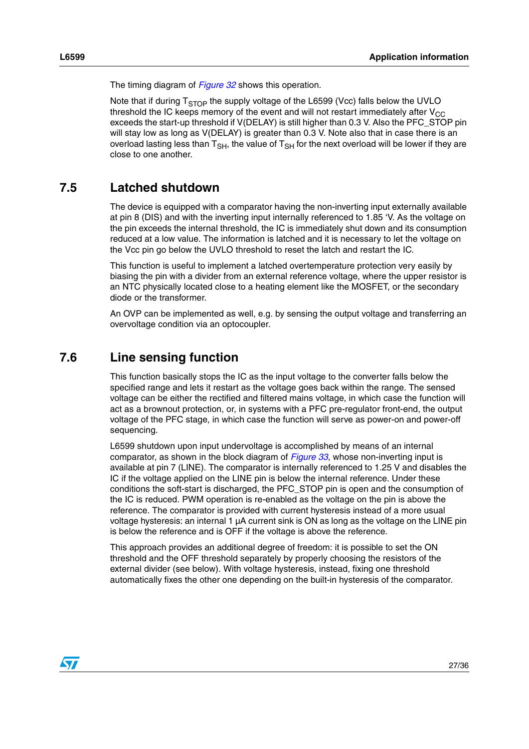The timing diagram of *Figure 32* shows this operation.

Note that if during $T_{STOP}$ the supply voltage of the L6599 (Vcc) falls below the UVLO threshold the IC keeps memory of the event and will not restart immediately after $V_{CC}$ exceeds the start-up threshold if V(DELAY) is still higher than 0.3 V. Also the PFC_STOP pin will stay low as long as V(DELAY) is greater than 0.3 V. Note also that in case there is an overload lasting less than $T_{SH}$, the value of $T_{SH}$ for the next overload will be lower if they are close to one another.

## 7.5 Latched shutdown

The device is equipped with a comparator having the non-inverting input externally available at pin 8 (DIS) and with the inverting input internally referenced to 1.85 ‘V. As the voltage on the pin exceeds the internal threshold, the IC is immediately shut down and its consumption reduced at a low value. The information is latched and it is necessary to let the voltage on the Vcc pin go below the UVLO threshold to reset the latch and restart the IC.

This function is useful to implement a latched overtemperature protection very easily by biasing the pin with a divider from an external reference voltage, where the upper resistor is an NTC physically located close to a heating element like the MOSFET, or the secondary diode or the transformer.

An OVP can be implemented as well, e.g. by sensing the output voltage and transferring an overvoltage condition via an optocoupler.

## 7.6 Line sensing function

This function basically stops the IC as the input voltage to the converter falls below the specified range and lets it restart as the voltage goes back within the range. The sensed voltage can be either the rectified and filtered mains voltage, in which case the function will act as a brownout protection, or, in systems with a PFC pre-regulator front-end, the output voltage of the PFC stage, in which case the function will serve as power-on and power-off sequencing.

L6599 shutdown upon input undervoltage is accomplished by means of an internal comparator, as shown in the block diagram of *Figure 33*, whose non-inverting input is available at pin 7 (LINE). The comparator is internally referenced to 1.25 V and disables the IC if the voltage applied on the LINE pin is below the internal reference. Under these conditions the soft-start is discharged, the PFC_STOP pin is open and the consumption of the IC is reduced. PWM operation is re-enabled as the voltage on the pin is above the reference. The comparator is provided with current hysteresis instead of a more usual voltage hysteresis: an internal 1 µA current sink is ON as long as the voltage on the LINE pin is below the reference and is OFF if the voltage is above the reference.

This approach provides an additional degree of freedom: it is possible to set the ON threshold and the OFF threshold separately by properly choosing the resistors of the external divider (see below). With voltage hysteresis, instead, fixing one threshold automatically fixes the other one depending on the built-in hysteresis of the comparator.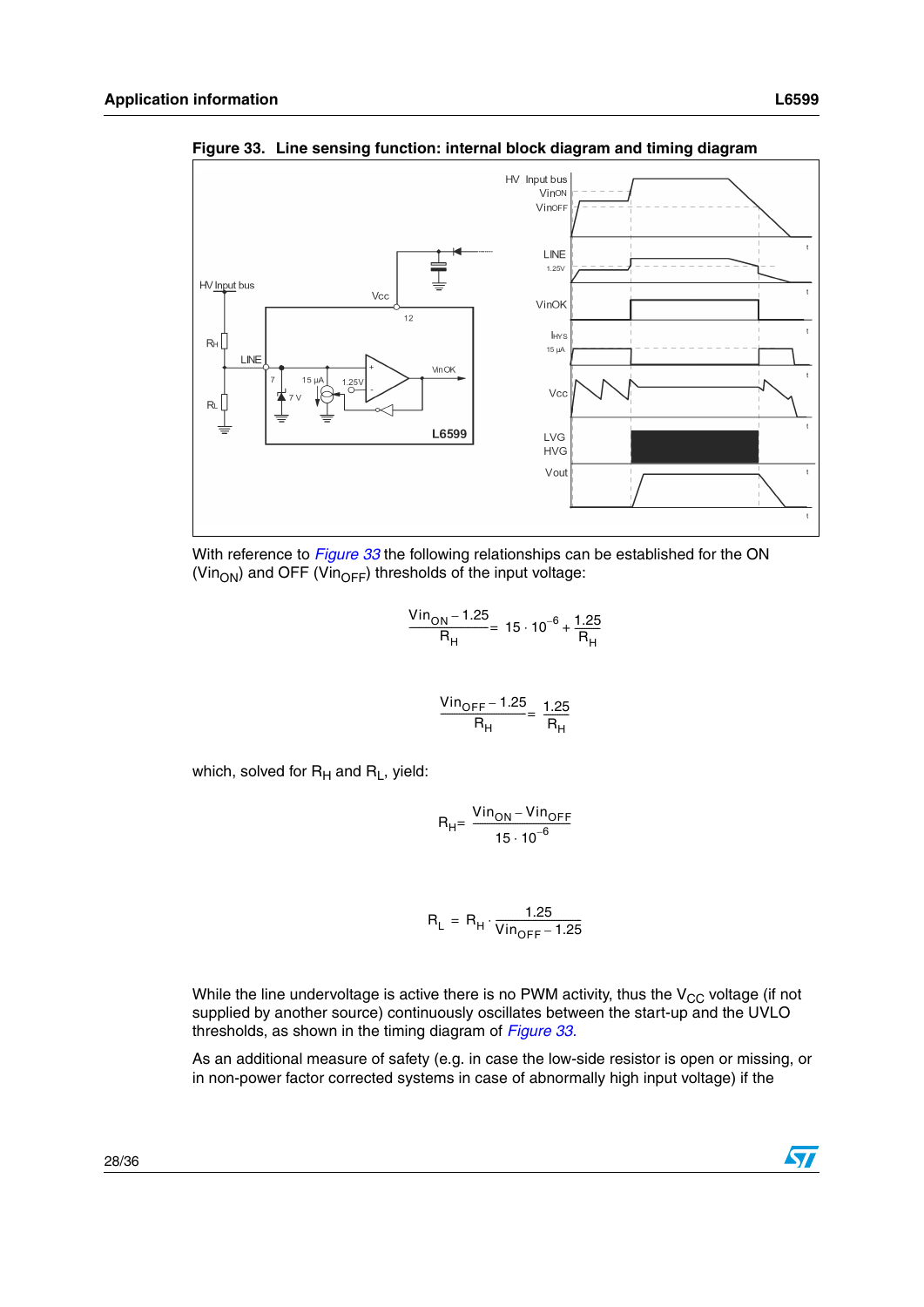**Figure 33. Line sensing function: internal block diagram and timing diagram**

With reference to *Figure 33* the following relationships can be established for the ON ($Vin_{ON}$) and OFF ($Vin_{OFF}$) thresholds of the input voltage:

$$\frac{Vin_{ON} - 1.25}{R_H} = 15 \cdot 10^{-6} + \frac{1.25}{R_H}$$

$$\frac{Vin_{OFF} - 1.25}{R_H} = \frac{1.25}{R_H}$$

which, solved for $R_H$ and $R_L$, yield:

$$R_H = \frac{Vin_{ON} - Vin_{OFF}}{15 \cdot 10^{-6}}$$

$$R_L = R_H \cdot \frac{1.25}{Vin_{OFF} - 1.25}$$

While the line undervoltage is active there is no PWM activity, thus the $V_{CC}$ voltage (if not supplied by another source) continuously oscillates between the start-up and the UVLO thresholds, as shown in the timing diagram of *Figure 33.*

As an additional measure of safety (e.g. in case the low-side resistor is open or missing, or in non-power factor corrected systems in case of abnormally high input voltage) if the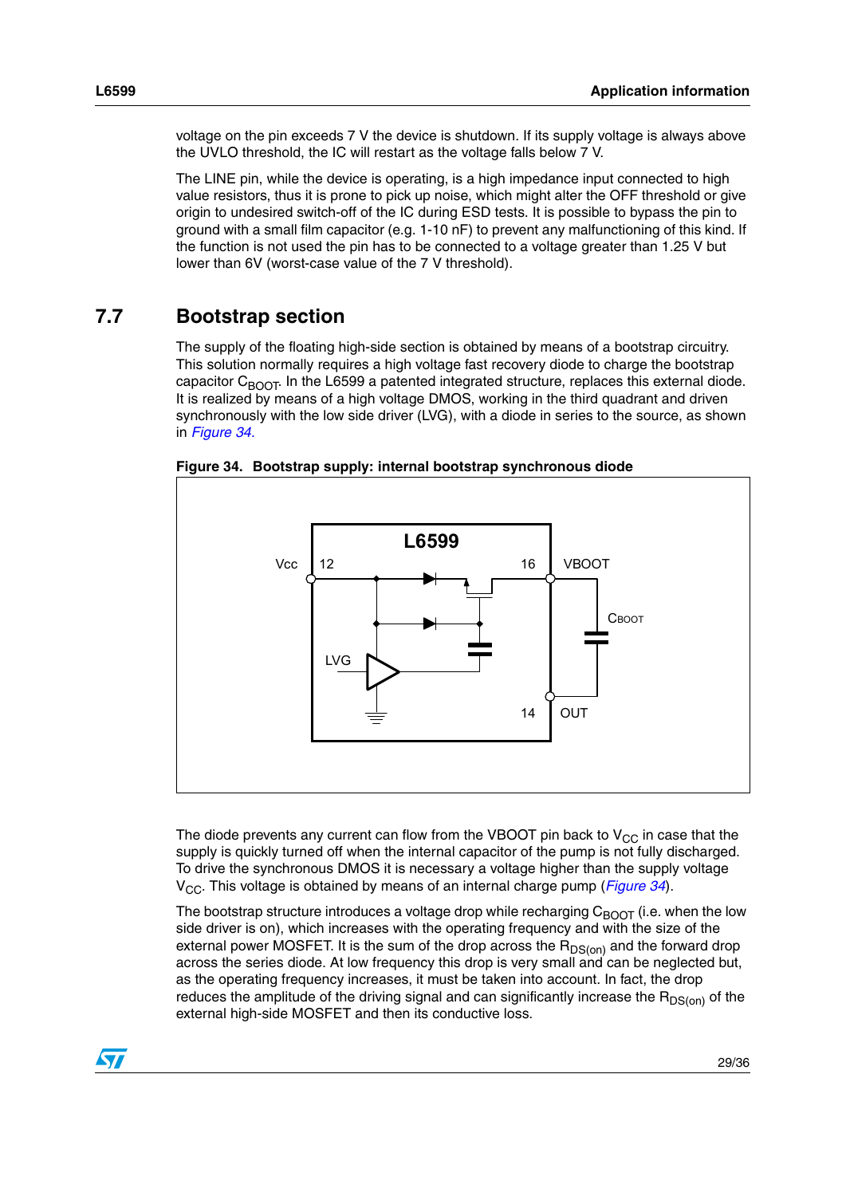voltage on the pin exceeds 7 V the device is shutdown. If its supply voltage is always above the UVLO threshold, the IC will restart as the voltage falls below 7 V.

The LINE pin, while the device is operating, is a high impedance input connected to high value resistors, thus it is prone to pick up noise, which might alter the OFF threshold or give origin to undesired switch-off of the IC during ESD tests. It is possible to bypass the pin to ground with a small film capacitor (e.g. 1-10 nF) to prevent any malfunctioning of this kind. If the function is not used the pin has to be connected to a voltage greater than 1.25 V but lower than 6V (worst-case value of the 7 V threshold).

## 7.7 Bootstrap section

The supply of the floating high-side section is obtained by means of a bootstrap circuitry. This solution normally requires a high voltage fast recovery diode to charge the bootstrap capacitor $C_{BOOT}$. In the L6599 a patented integrated structure, replaces this external diode. It is realized by means of a high voltage DMOS, working in the third quadrant and driven synchronously with the low side driver (LVG), with a diode in series to the source, as shown in *Figure 34.*

**Figure 34. Bootstrap supply: internal bootstrap synchronous diode**

The diode prevents any current can flow from the VBOOT pin back to $V_{CC}$ in case that the supply is quickly turned off when the internal capacitor of the pump is not fully discharged. To drive the synchronous DMOS it is necessary a voltage higher than the supply voltage $V_{CC}$. This voltage is obtained by means of an internal charge pump (*Figure 34*).

The bootstrap structure introduces a voltage drop while recharging $C_{BOOT}$ (i.e. when the low side driver is on), which increases with the operating frequency and with the size of the external power MOSFET. It is the sum of the drop across the $R_{DS(on)}$ and the forward drop across the series diode. At low frequency this drop is very small and can be neglected but, as the operating frequency increases, it must be taken into account. In fact, the drop reduces the amplitude of the driving signal and can significantly increase the $R_{DS(on)}$ of the external high-side MOSFET and then its conductive loss.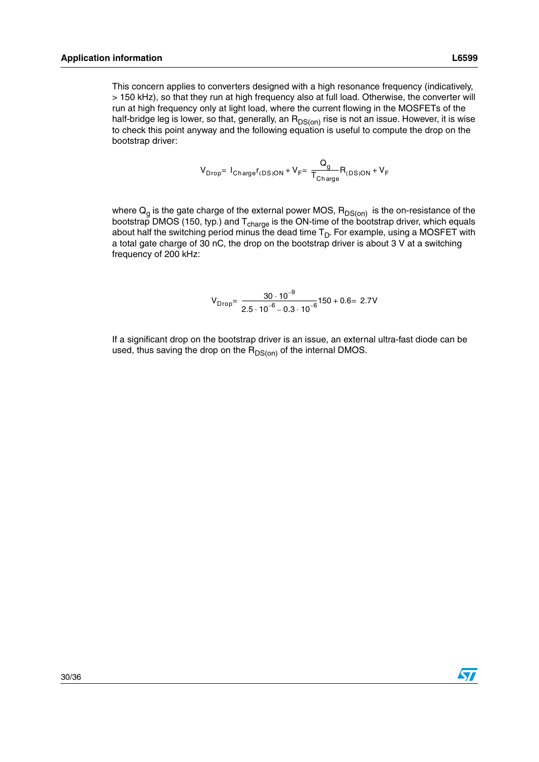This concern applies to converters designed with a high resonance frequency (indicatively, > 150 kHz), so that they run at high frequency also at full load. Otherwise, the converter will run at high frequency only at light load, where the current flowing in the MOSFETs of the half-bridge leg is lower, so that, generally, an $R_{DS(on)}$ rise is not an issue. However, it is wise to check this point anyway and the following equation is useful to compute the drop on the bootstrap driver:

$$V_{Drop} = I_{Charge} r_{(DS)ON} + V_F = \frac{Q_g}{T_{Charge}} R_{(DS)ON} + V_F$$

where $Q_g$ is the gate charge of the external power MOS, $R_{DS(on)}$ is the on-resistance of the bootstrap DMOS (150, typ.) and $T_{charge}$ is the ON-time of the bootstrap driver, which equals about half the switching period minus the dead time $T_D$. For example, using a MOSFET with a total gate charge of 30 nC, the drop on the bootstrap driver is about 3 V at a switching frequency of 200 kHz:

$$V_{Drop} = \frac{30 \cdot 10^{-9}}{2.5 \cdot 10^{-6} - 0.3 \cdot 10^{-6}} 150 + 0.6 = 2.7V$$

If a significant drop on the bootstrap driver is an issue, an external ultra-fast diode can be used, thus saving the drop on the $R_{DS(on)}$ of the internal DMOS.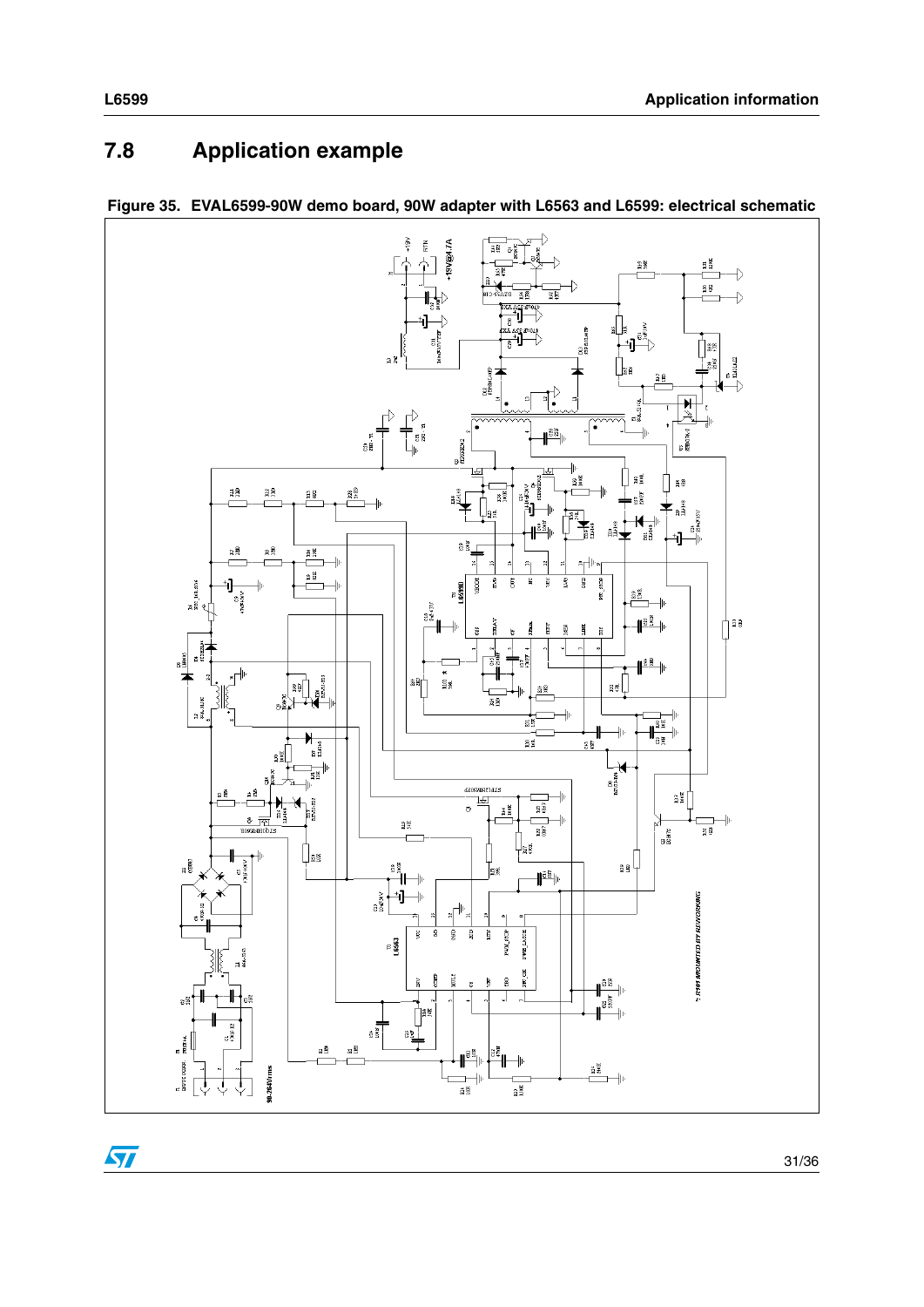## 7.8 Application example

**Figure 35. EVAL6599-90W demo board, 90W adapter with L6563 and L6599: electrical schematic**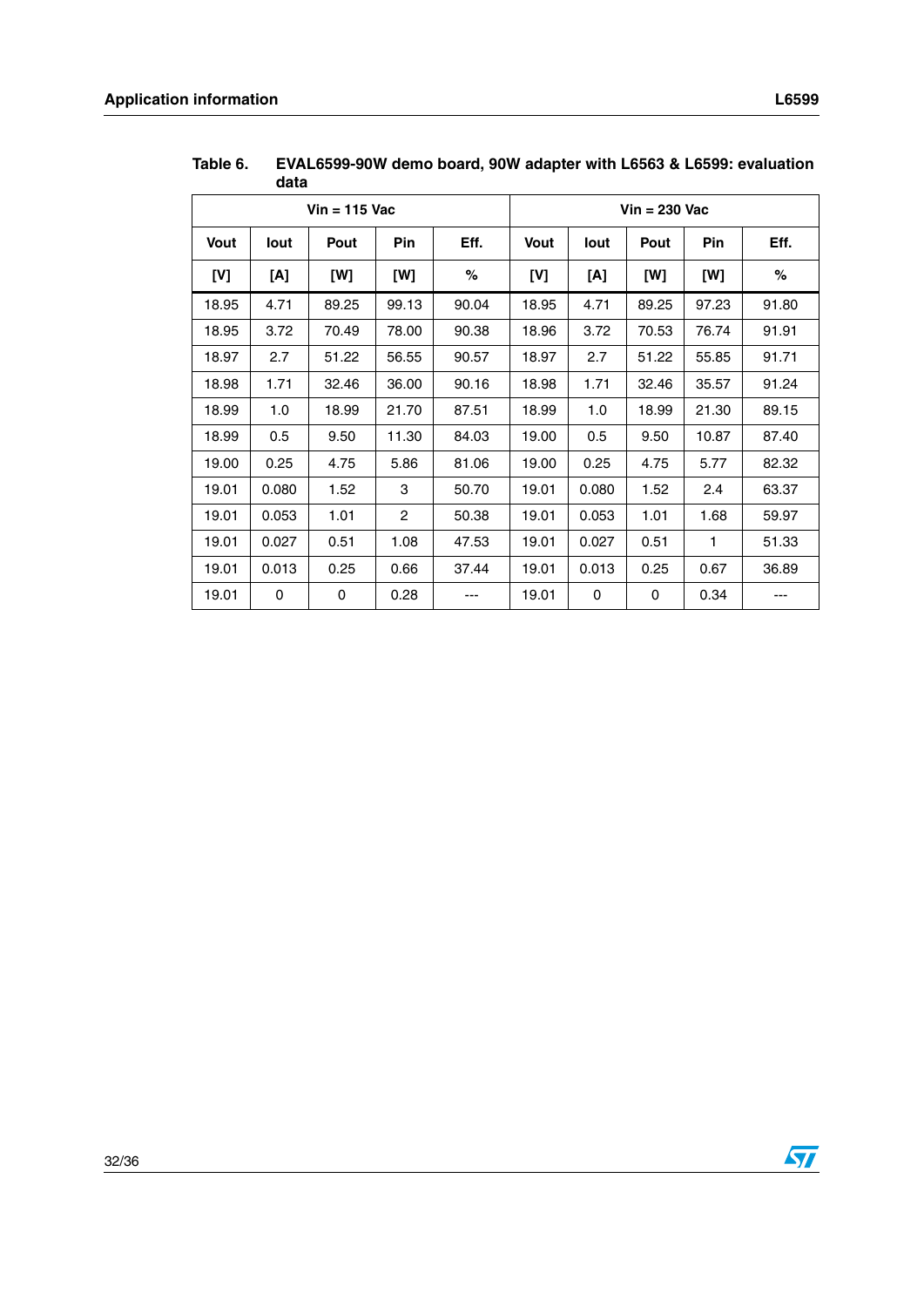Table 6. EVAL6599-90W demo board, 90W adapter with L6563 & L6599: evaluation data

| Vin = 115 Vac | | | | | Vin = 230 Vac | | | | |
|---|---|---|---|---|---|---|---|---|---|
| Vout | Iout | Pout | Pin | Eff. | Vout | Iout | Pout | Pin | Eff. |
| [V] | [A] | [W] | [W] | % | [V] | [A] | [W] | [W] | % |
| 18.95 | 4.71 | 89.25 | 99.13 | 90.04 | 18.95 | 4.71 | 89.25 | 97.23 | 91.80 |
| 18.95 | 3.72 | 70.49 | 78.00 | 90.38 | 18.96 | 3.72 | 70.53 | 76.74 | 91.91 |
| 18.97 | 2.7 | 51.22 | 56.55 | 90.57 | 18.97 | 2.7 | 51.22 | 55.85 | 91.71 |
| 18.98 | 1.71 | 32.46 | 36.00 | 90.16 | 18.98 | 1.71 | 32.46 | 35.57 | 91.24 |
| 18.99 | 1.0 | 18.99 | 21.70 | 87.51 | 18.99 | 1.0 | 18.99 | 21.30 | 89.15 |
| 18.99 | 0.5 | 9.50 | 11.30 | 84.03 | 19.00 | 0.5 | 9.50 | 10.87 | 87.40 |
| 19.00 | 0.25 | 4.75 | 5.86 | 81.06 | 19.00 | 0.25 | 4.75 | 5.77 | 82.32 |
| 19.01 | 0.080 | 1.52 | 3 | 50.70 | 19.01 | 0.080 | 1.52 | 2.4 | 63.37 |
| 19.01 | 0.053 | 1.01 | 2 | 50.38 | 19.01 | 0.053 | 1.01 | 1.68 | 59.97 |
| 19.01 | 0.027 | 0.51 | 1.08 | 47.53 | 19.01 | 0.027 | 0.51 | 1 | 51.33 |
| 19.01 | 0.013 | 0.25 | 0.66 | 37.44 | 19.01 | 0.013 | 0.25 | 0.67 | 36.89 |
| 19.01 | 0 | 0 | 0.28 | --- | 19.01 | 0 | 0 | 0.34 | --- |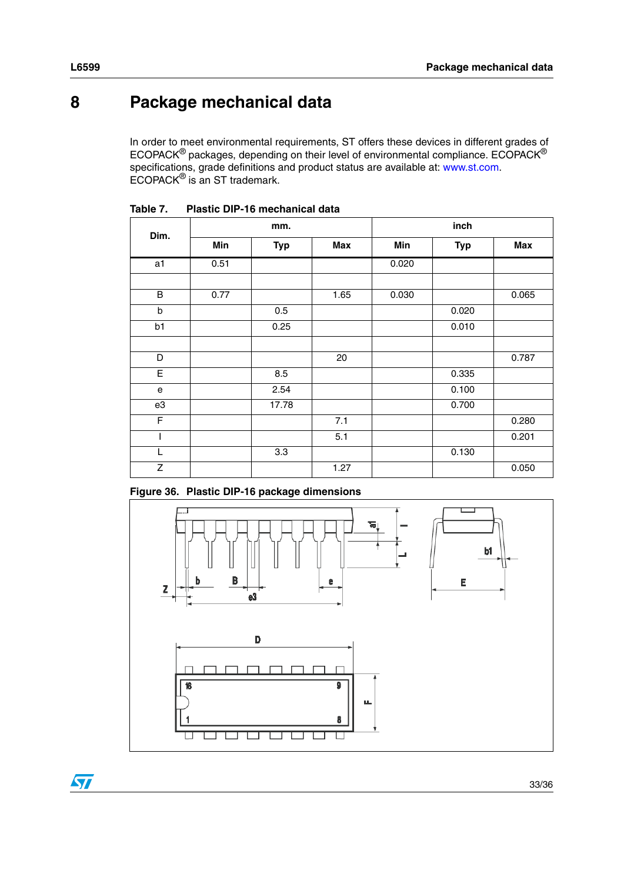# 8 Package mechanical data

In order to meet environmental requirements, ST offers these devices in different grades of ECOPACK® packages, depending on their level of environmental compliance. ECOPACK® specifications, grade definitions and product status are available at: www.st.com. ECOPACK® is an ST trademark.

**Table 7. Plastic DIP-16 mechanical data**

| Dim. | mm. | | | inch | | |
|---|---|---|---|---|---|---|
| | Min | Typ | Max | Min | Typ | Max |
| a1 | 0.51 | | | 0.020 | | |
| | | | | | | |
| B | 0.77 | | 1.65 | 0.030 | | 0.065 |
| b | | 0.5 | | | 0.020 | |
| b1 | | 0.25 | | | 0.010 | |
| | | | | | | |
| D | | | 20 | | | 0.787 |
| E | | 8.5 | | | 0.335 | |
| e | | 2.54 | | | 0.100 | |
| e3 | | 17.78 | | | 0.700 | |
| F | | | 7.1 | | | 0.280 |
| I | | | 5.1 | | | 0.201 |
| L | | 3.3 | | | 0.130 | |
| Z | | | 1.27 | | | 0.050 |

**Figure 36. Plastic DIP-16 package dimensions**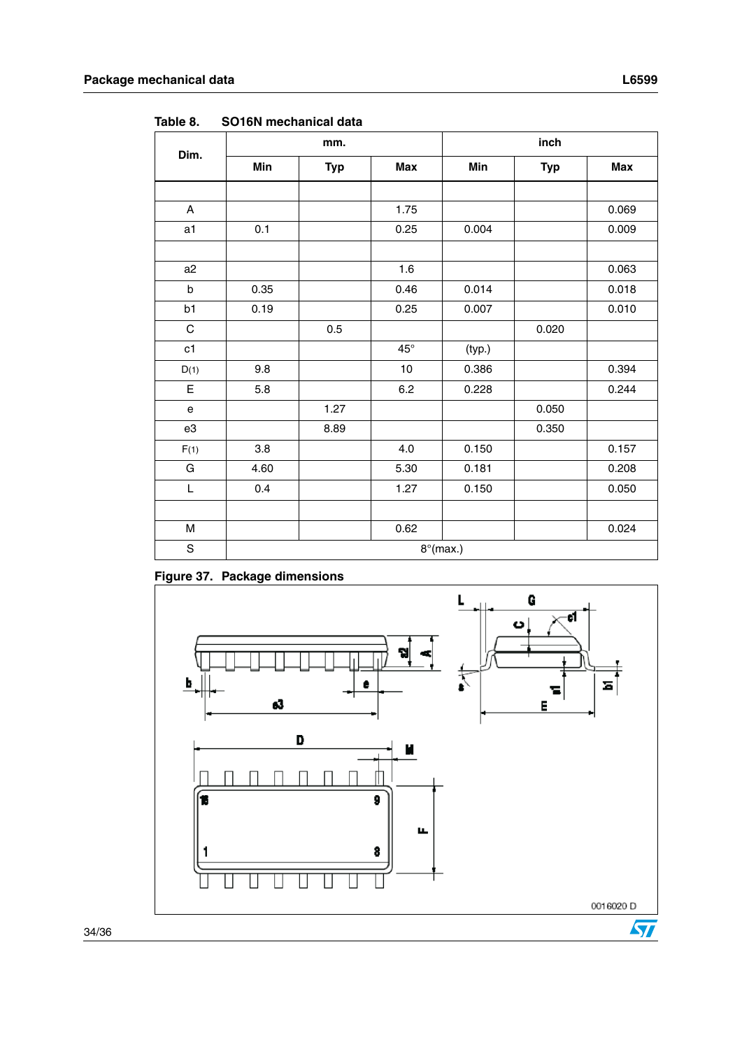Table 8. SO16N mechanical data

| Dim. | mm. | | | inch | | |
|---|---|---|---|---|---|---|
| | Min | Typ | Max | Min | Typ | Max |
| | | | | | | |
| A | | | 1.75 | | | 0.069 |
| a1 | 0.1 | | 0.25 | 0.004 | | 0.009 |
| | | | | | | |
| a2 | | | 1.6 | | | 0.063 |
| b | 0.35 | | 0.46 | 0.014 | | 0.018 |
| b1 | 0.19 | | 0.25 | 0.007 | | 0.010 |
| C | | 0.5 | | | 0.020 | |
| c1 | | | 45° | (typ.) | | |
| D(1) | 9.8 | | 10 | 0.386 | | 0.394 |
| E | 5.8 | | 6.2 | 0.228 | | 0.244 |
| e | | 1.27 | | | 0.050 | |
| e3 | | 8.89 | | | 0.350 | |
| F(1) | 3.8 | | 4.0 | 0.150 | | 0.157 |
| G | 4.60 | | 5.30 | 0.181 | | 0.208 |
| L | 0.4 | | 1.27 | 0.150 | | 0.050 |
| | | | | | | |
| M | | | 0.62 | | | 0.024 |
| S | 8°(max.) | | | | | |

Figure 37. Package dimensions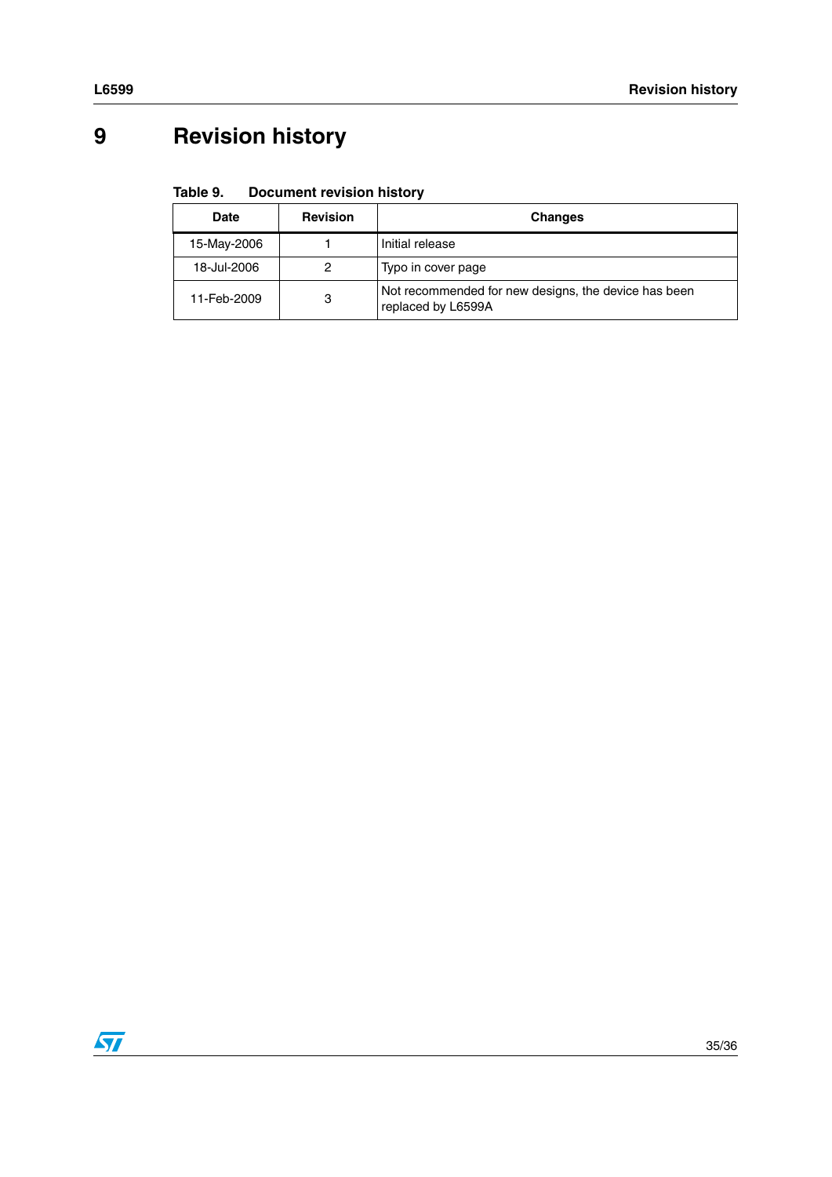# 9 Revision history

**Table 9. Document revision history**

| Date | Revision | Changes |
|---|---|---|
| 15-May-2006 | 1 | Initial release |
| 18-Jul-2006 | 2 | Typo in cover page |
| 11-Feb-2009 | 3 | Not recommended for new designs, the device has been replaced by L6599A |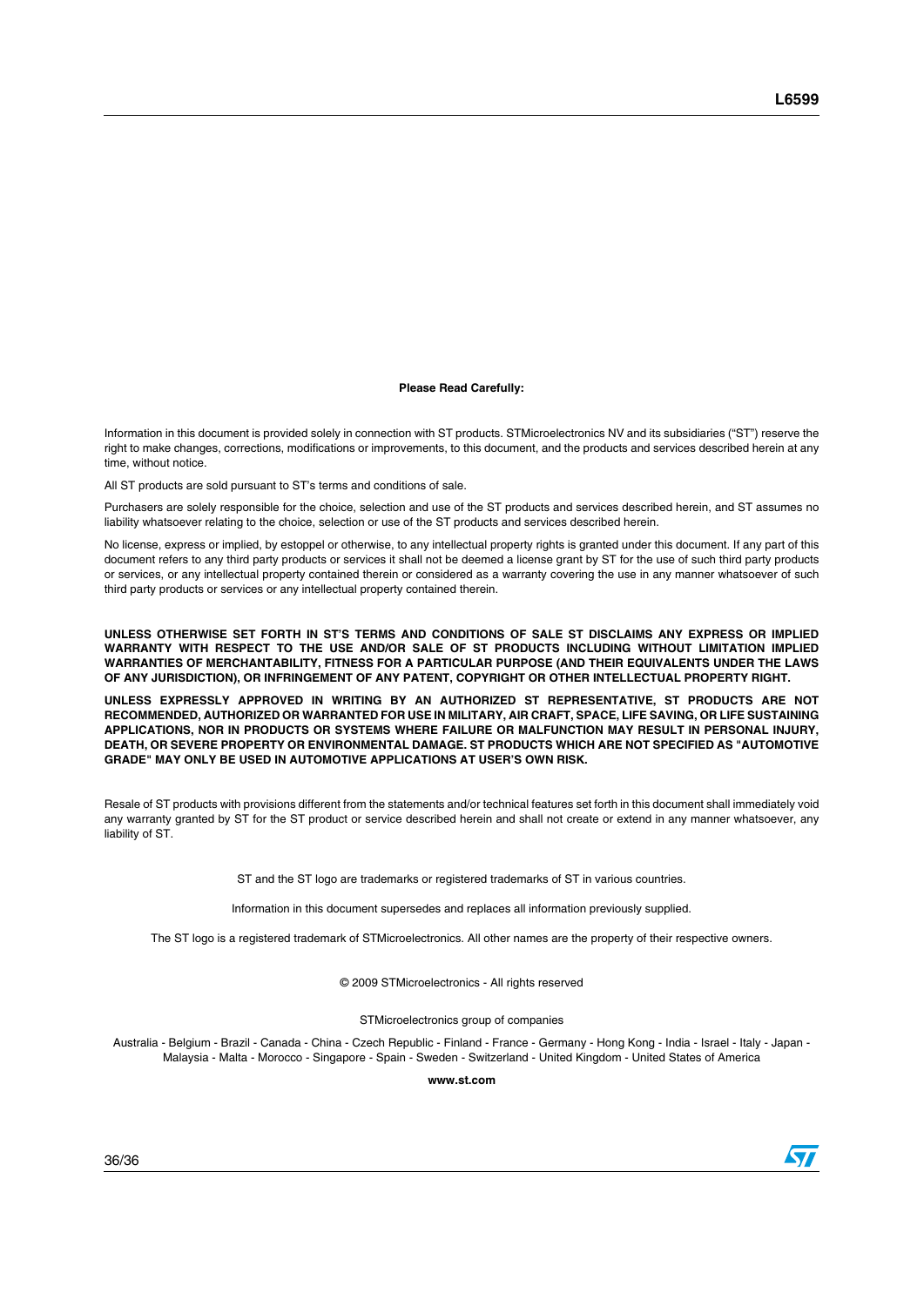**Please Read Carefully:**

Information in this document is provided solely in connection with ST products. STMicroelectronics NV and its subsidiaries ("ST") reserve the right to make changes, corrections, modifications or improvements, to this document, and the products and services described herein at any time, without notice.

All ST products are sold pursuant to ST's terms and conditions of sale.

Purchasers are solely responsible for the choice, selection and use of the ST products and services described herein, and ST assumes no liability whatsoever relating to the choice, selection or use of the ST products and services described herein.

No license, express or implied, by estoppel or otherwise, to any intellectual property rights is granted under this document. If any part of this document refers to any third party products or services it shall not be deemed a license grant by ST for the use of such third party products or services, or any intellectual property contained therein or considered as a warranty covering the use in any manner whatsoever of such third party products or services or any intellectual property contained therein.

**UNLESS OTHERWISE SET FORTH IN ST'S TERMS AND CONDITIONS OF SALE ST DISCLAIMS ANY EXPRESS OR IMPLIED WARRANTY WITH RESPECT TO THE USE AND/OR SALE OF ST PRODUCTS INCLUDING WITHOUT LIMITATION IMPLIED WARRANTIES OF MERCHANTABILITY, FITNESS FOR A PARTICULAR PURPOSE (AND THEIR EQUIVALENTS UNDER THE LAWS OF ANY JURISDICTION), OR INFRINGEMENT OF ANY PATENT, COPYRIGHT OR OTHER INTELLECTUAL PROPERTY RIGHT.**

**UNLESS EXPRESSLY APPROVED IN WRITING BY AN AUTHORIZED ST REPRESENTATIVE, ST PRODUCTS ARE NOT RECOMMENDED, AUTHORIZED OR WARRANTED FOR USE IN MILITARY, AIR CRAFT, SPACE, LIFE SAVING, OR LIFE SUSTAINING APPLICATIONS, NOR IN PRODUCTS OR SYSTEMS WHERE FAILURE OR MALFUNCTION MAY RESULT IN PERSONAL INJURY, DEATH, OR SEVERE PROPERTY OR ENVIRONMENTAL DAMAGE. ST PRODUCTS WHICH ARE NOT SPECIFIED AS "AUTOMOTIVE GRADE" MAY ONLY BE USED IN AUTOMOTIVE APPLICATIONS AT USER'S OWN RISK.**

Resale of ST products with provisions different from the statements and/or technical features set forth in this document shall immediately void any warranty granted by ST for the ST product or service described herein and shall not create or extend in any manner whatsoever, any liability of ST.

ST and the ST logo are trademarks or registered trademarks of ST in various countries.

Information in this document supersedes and replaces all information previously supplied.

The ST logo is a registered trademark of STMicroelectronics. All other names are the property of their respective owners.

© 2009 STMicroelectronics - All rights reserved

STMicroelectronics group of companies

Australia - Belgium - Brazil - Canada - China - Czech Republic - Finland - France - Germany - Hong Kong - India - Israel - Italy - Japan - Malaysia - Malta - Morocco - Singapore - Spain - Sweden - Switzerland - United Kingdom - United States of America

**www.st.com**